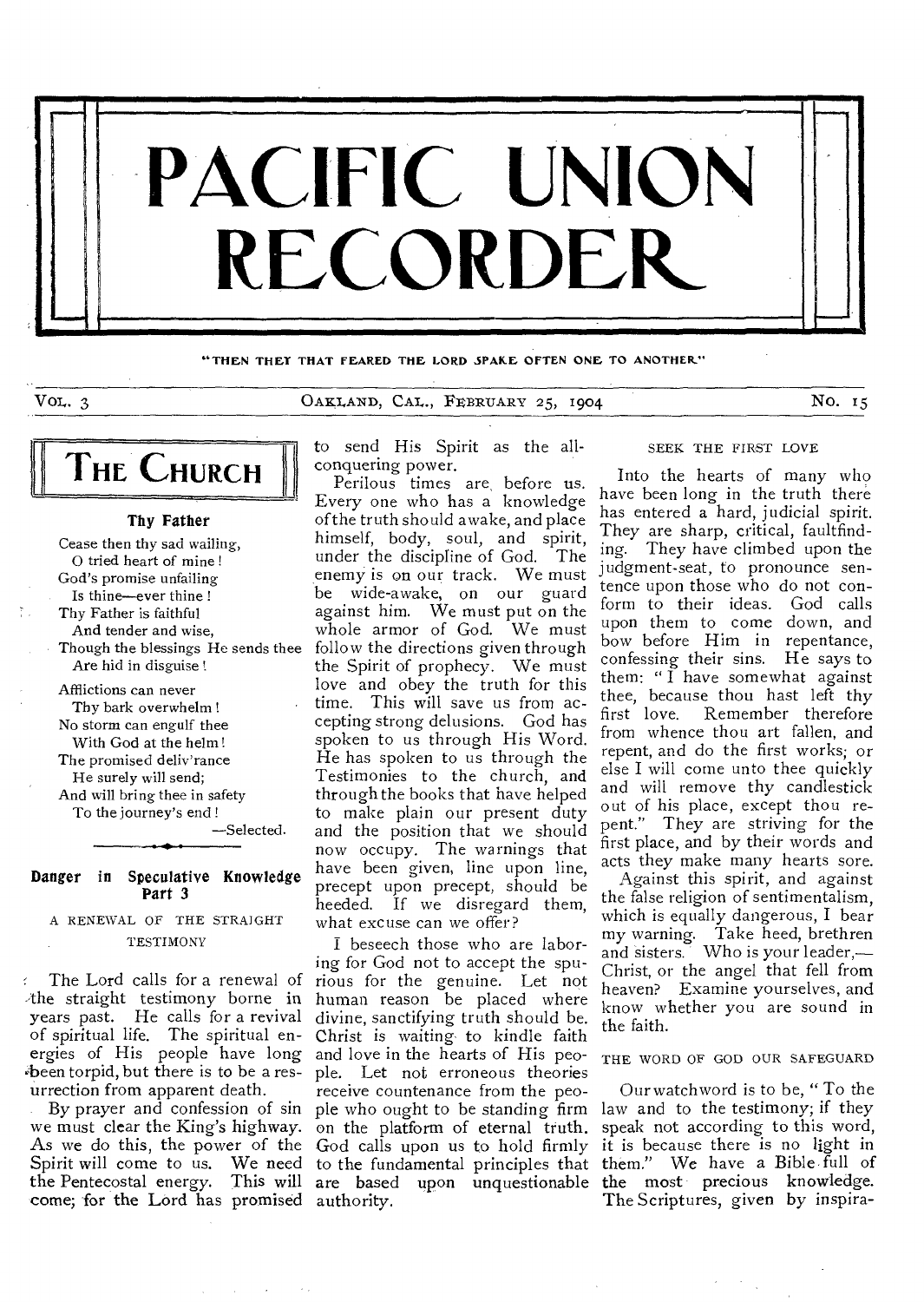# PACIFIC UNION RECORDER

"THEN THEY THAT FEARED THE LORD SPAKE OFTEN ONE TO ANOTHER"

VOL. 3 OAKLAND, CAL., FEBRUARY 25, 1904 NO. 15

## THE CHURCH

### Thy Father

Cease then thy sad wailing,
 O tried heart of mine!
God's promise unfailing
 Is thine—ever thine!
Thy Father is faithful
 And tender and wise,
Though the blessings He sends thee
 Are hid in disguise!

Afflictions can never
 Thy bark overwhelm!
No storm can engulf thee
 With God at the helm!
The promised deliv'rance
 He surely will send;
And will bring thee in safety
 To the journey's end!

—Selected.

### Danger in Speculative Knowledge Part 3

A RENEWAL OF THE STRAIGHT TESTIMONY

The Lord calls for a renewal of the straight testimony borne in years past. He calls for a revival of spiritual life. The spiritual energies of His people have long been torpid, but there is to be a resurrection from apparent death.

By prayer and confession of sin we must clear the King's highway. As we do this, the power of the Spirit will come to us. We need the Pentecostal energy. This will come; for the Lord has promised to send His Spirit as the all-conquering power.

Perilous times are before us. Every one who has a knowledge of the truth should awake, and place himself, body, soul, and spirit, under the discipline of God. The enemy is on our track. We must be wide-awake, on our guard against him. We must put on the whole armor of God. We must follow the directions given through the Spirit of prophecy. We must love and obey the truth for this time. This will save us from accepting strong delusions. God has spoken to us through His Word. He has spoken to us through the Testimonies to the church, and through the books that have helped to make plain our present duty and the position that we should now occupy. The warnings that have been given, line upon line, precept upon precept, should be heeded. If we disregard them, what excuse can we offer?

I beseech those who are laboring for God not to accept the spurious for the genuine. Let not human reason be placed where divine, sanctifying truth should be. Christ is waiting to kindle faith and love in the hearts of His people. Let not erroneous theories receive countenance from the people who ought to be standing firm on the platform of eternal truth. God calls upon us to hold firmly to the fundamental principles that are based upon unquestionable authority.

SEEK THE FIRST LOVE

Into the hearts of many who have been long in the truth there has entered a hard, judicial spirit. They are sharp, critical, faultfinding. They have climbed upon the judgment-seat, to pronounce sentence upon those who do not conform to their ideas. God calls upon them to come down, and bow before Him in repentance, confessing their sins. He says to them: "I have somewhat against thee, because thou hast left thy first love. Remember therefore from whence thou art fallen, and repent, and do the first works; or else I will come unto thee quickly and will remove thy candlestick out of his place, except thou repent." They are striving for the first place, and by their words and acts they make many hearts sore.

Against this spirit, and against the false religion of sentimentalism, which is equally dangerous, I bear my warning. Take heed, brethren and sisters. Who is your leader,—Christ, or the angel that fell from heaven? Examine yourselves, and know whether you are sound in the faith.

THE WORD OF GOD OUR SAFEGUARD

Our watchword is to be, "To the law and to the testimony; if they speak not according to this word, it is because there is no light in them." We have a Bible full of the most precious knowledge. The Scriptures, given by inspira-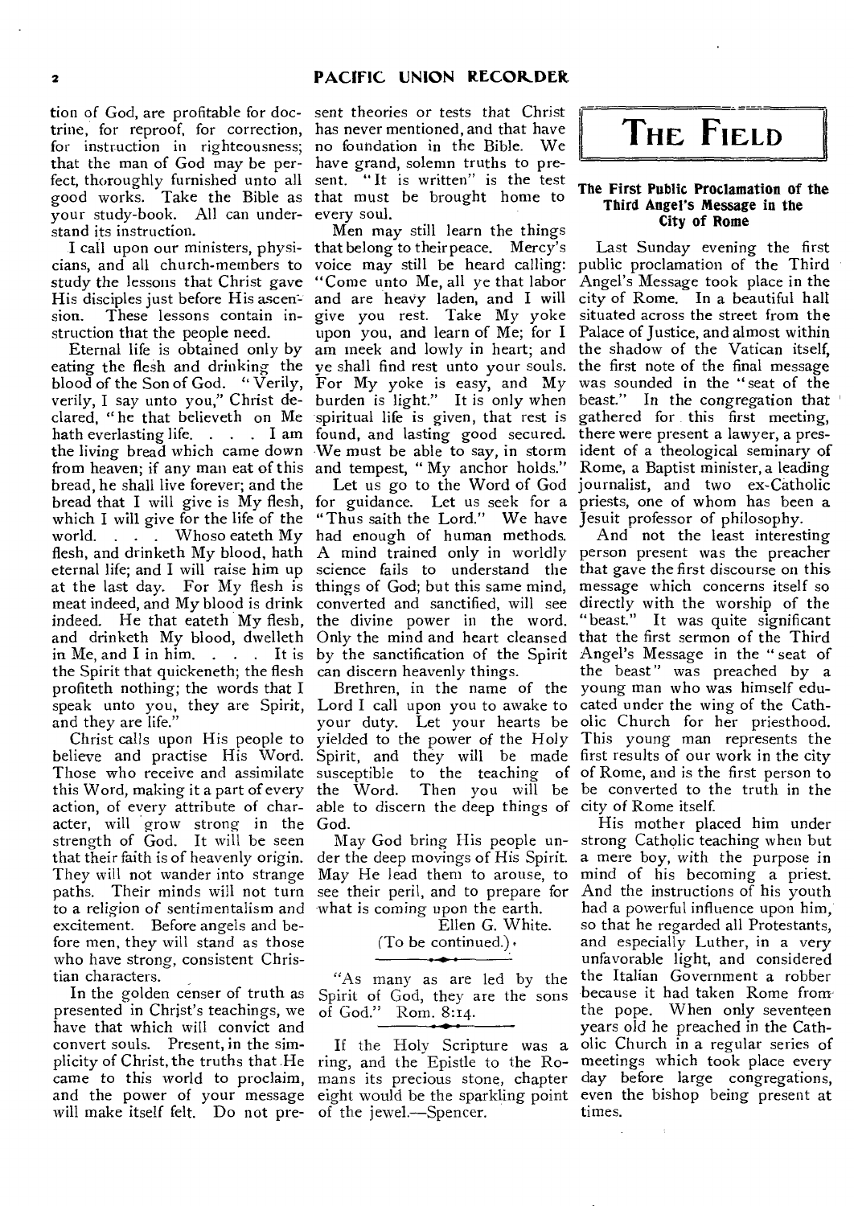tion of God, are profitable for doctrine, for reproof, for correction, for instruction in righteousness; that the man of God may be perfect, thoroughly furnished unto all good works. Take the Bible as your study-book. All can understand its instruction.

I call upon our ministers, physicians, and all church-members to study the lessons that Christ gave His disciples just before His ascension. These lessons contain instruction that the people need.

Eternal life is obtained only by eating the flesh and drinking the blood of the Son of God. "Verily, verily, I say unto you," Christ declared, "he that believeth on Me hath everlasting life. . . . I am the living bread which came down from heaven; if any man eat of this bread, he shall live forever; and the bread that I will give is My flesh, which I will give for the life of the world. . . . Whoso eateth My flesh, and drinketh My blood, hath eternal life; and I will raise him up at the last day. For My flesh is meat indeed, and My blood is drink indeed. He that eateth My flesh, and drinketh My blood, dwelleth in Me, and I in him. . . . It is the Spirit that quickeneth; the flesh profiteth nothing; the words that I speak unto you, they are Spirit, and they are life."

Christ calls upon His people to believe and practise His Word. Those who receive and assimilate this Word, making it a part of every action, of every attribute of character, will grow strong in the strength of God. It will be seen that their faith is of heavenly origin. They will not wander into strange paths. Their minds will not turn to a religion of sentimentalism and excitement. Before angels and before men, they will stand as those who have strong, consistent Christian characters.

In the golden censer of truth as presented in Christ's teachings, we have that which will convict and convert souls. Present, in the simplicity of Christ, the truths that He came to this world to proclaim, and the power of your message will make itself felt. Do not present theories or tests that Christ has never mentioned, and that have no foundation in the Bible. We have grand, solemn truths to present. "It is written" is the test that must be brought home to every soul.

Men may still learn the things that belong to their peace. Mercy's voice may still be heard calling: "Come unto Me, all ye that labor and are heavy laden, and I will give you rest. Take My yoke upon you, and learn of Me; for I am meek and lowly in heart; and ye shall find rest unto your souls. For My yoke is easy, and My burden is light." It is only when spiritual life is given, that rest is found, and lasting good secured. We must be able to say, in storm and tempest, "My anchor holds."

Let us go to the Word of God for guidance. Let us seek for a "Thus saith the Lord." We have had enough of human methods. A mind trained only in worldly science fails to understand the things of God; but this same mind, converted and sanctified, will see the divine power in the word. Only the mind and heart cleansed by the sanctification of the Spirit can discern heavenly things.

Brethren, in the name of the Lord I call upon you to awake to your duty. Let your hearts be yielded to the power of the Holy Spirit, and they will be made susceptible to the teaching of the Word. Then you will be able to discern the deep things of God.

May God bring His people under the deep movings of His Spirit. May He lead them to arouse, to see their peril, and to prepare for what is coming upon the earth.

Ellen G. White.

(To be continued.)

---

"As many as are led by the Spirit of God, they are the sons of God." Rom. 8:14.

---

If the Holy Scripture was a ring, and the Epistle to the Romans its precious stone, chapter eight would be the sparkling point of the jewel.—Spencer.

# The Field

### The First Public Proclamation of the Third Angel's Message in the City of Rome

Last Sunday evening the first public proclamation of the Third Angel's Message took place in the city of Rome. In a beautiful hall situated across the street from the Palace of Justice, and almost within the shadow of the Vatican itself, the first note of the final message was sounded in the "seat of the beast." In the congregation that gathered for this first meeting, there were present a lawyer, a president of a theological seminary of Rome, a Baptist minister, a leading journalist, and two ex-Catholic priests, one of whom has been a Jesuit professor of philosophy.

And not the least interesting person present was the preacher that gave the first discourse on this message which concerns itself so directly with the worship of the "beast." It was quite significant that the first sermon of the Third Angel's Message in the "seat of the beast" was preached by a young man who was himself educated under the wing of the Catholic Church for her priesthood. This young man represents the first results of our work in the city of Rome, and is the first person to be converted to the truth in the city of Rome itself.

His mother placed him under strong Catholic teaching when but a mere boy, with the purpose in mind of his becoming a priest. And the instructions of his youth had a powerful influence upon him, so that he regarded all Protestants, and especially Luther, in a very unfavorable light, and considered the Italian Government a robber because it had taken Rome from the pope. When only seventeen years old he preached in the Catholic Church in a regular series of meetings which took place every day before large congregations, even the bishop being present at times.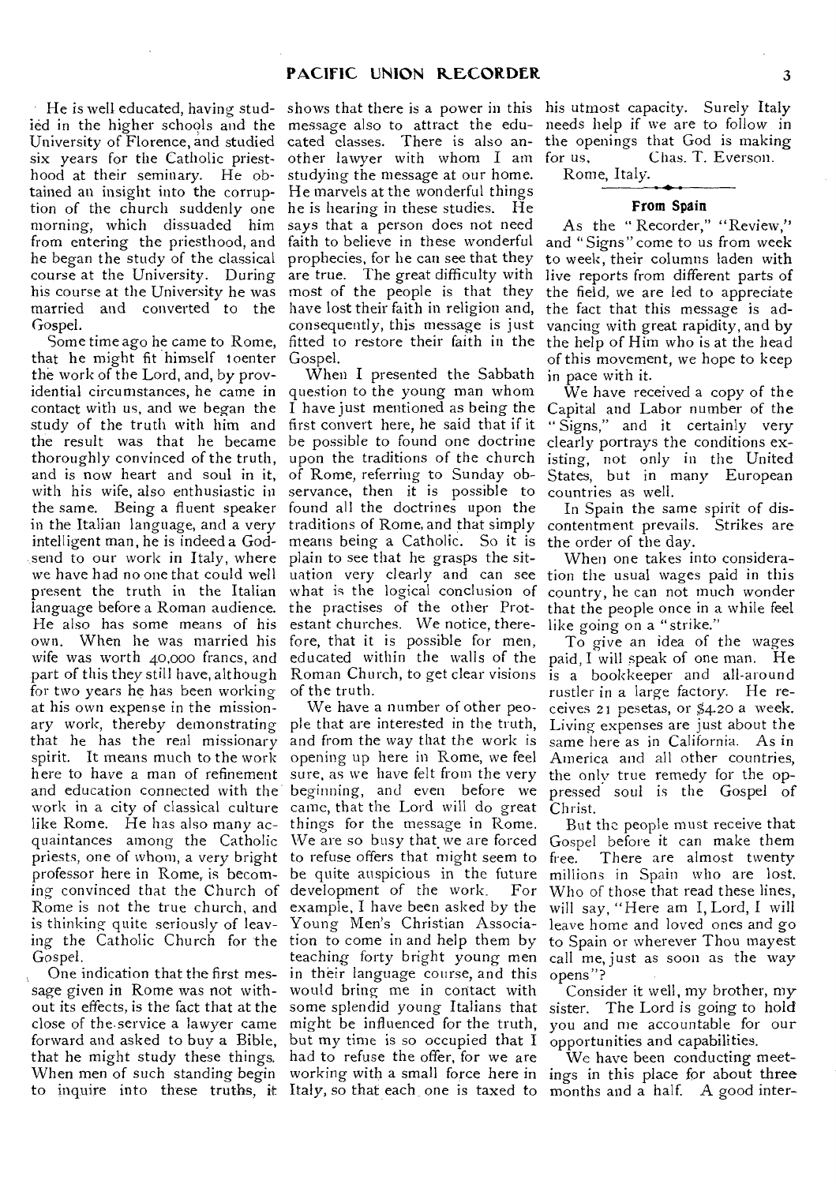He is well educated, having studied in the higher schools and the University of Florence, and studied six years for the Catholic priesthood at their seminary. He obtained an insight into the corruption of the church suddenly one morning, which dissuaded him from entering the priesthood, and he began the study of the classical course at the University. During his course at the University he was married and converted to the Gospel.

Some time ago he came to Rome, that he might fit himself to enter the work of the Lord, and, by providential circumstances, he came in contact with us, and we began the study of the truth with him and the result was that he became thoroughly convinced of the truth, and is now heart and soul in it, with his wife, also enthusiastic in the same. Being a fluent speaker in the Italian language, and a very intelligent man, he is indeed a God-send to our work in Italy, where we have had no one that could well present the truth in the Italian language before a Roman audience. He also has some means of his own. When he was married his wife was worth 40,000 francs, and part of this they still have, although for two years he has been working at his own expense in the missionary work, thereby demonstrating that he has the real missionary spirit. It means much to the work here to have a man of refinement and education connected with the work in a city of classical culture like Rome. He has also many acquaintances among the Catholic priests, one of whom, a very bright professor here in Rome, is becoming convinced that the Church of Rome is not the true church, and is thinking quite seriously of leaving the Catholic Church for the Gospel.

One indication that the first message given in Rome was not without its effects, is the fact that at the close of the service a lawyer came forward and asked to buy a Bible, that he might study these things. When men of such standing begin to inquire into these truths, it shows that there is a power in this message also to attract the educated classes. There is also another lawyer with whom I am studying the message at our home. He marvels at the wonderful things he is hearing in these studies. He says that a person does not need faith to believe in these wonderful prophecies, for he can see that they are true. The great difficulty with most of the people is that they have lost their faith in religion and, consequently, this message is just fitted to restore their faith in the Gospel.

When I presented the Sabbath question to the young man whom I have just mentioned as being the first convert here, he said that if it be possible to found one doctrine upon the traditions of the church of Rome, referring to Sunday observance, then it is possible to found all the doctrines upon the traditions of Rome, and that simply means being a Catholic. So it is plain to see that he grasps the situation very clearly and can see what is the logical conclusion of the practises of the other Protestant churches. We notice, therefore, that it is possible for men, educated within the walls of the Roman Church, to get clear visions of the truth.

We have a number of other people that are interested in the truth, and from the way that the work is opening up here in Rome, we feel sure, as we have felt from the very beginning, and even before we came, that the Lord will do great things for the message in Rome. We are so busy that we are forced to refuse offers that might seem to be quite auspicious in the future development of the work. For example, I have been asked by the Young Men's Christian Association to come in and help them by teaching forty bright young men in their language course, and this would bring me in contact with some splendid young Italians that might be influenced for the truth, but my time is so occupied that I had to refuse the offer, for we are working with a small force here in Italy, so that each one is taxed to his utmost capacity. Surely Italy needs help if we are to follow in the openings that God is making for us.

Chas. T. Everson.

Rome, Italy.

## From Spain

As the "Recorder," "Review," and "Signs" come to us from week to week, their columns laden with live reports from different parts of the field, we are led to appreciate the fact that this message is advancing with great rapidity, and by the help of Him who is at the head of this movement, we hope to keep in pace with it.

We have received a copy of the Capital and Labor number of the "Signs," and it certainly very clearly portrays the conditions existing, not only in the United States, but in many European countries as well.

In Spain the same spirit of discontentment prevails. Strikes are the order of the day.

When one takes into consideration the usual wages paid in this country, he can not much wonder that the people once in a while feel like going on a "strike."

To give an idea of the wages paid, I will speak of one man. He is a bookkeeper and all-around rustler in a large factory. He receives 21 pesetas, or $4.20 a week. Living expenses are just about the same here as in California. As in America and all other countries, the only true remedy for the oppressed soul is the Gospel of Christ.

But the people must receive that Gospel before it can make them free. There are almost twenty millions in Spain who are lost. Who of those that read these lines, will say, "Here am I, Lord, I will leave home and loved ones and go to Spain or wherever Thou mayest call me, just as soon as the way opens"?

Consider it well, my brother, my sister. The Lord is going to hold you and me accountable for our opportunities and capabilities.

We have been conducting meetings in this place for about three months and a half. A good inter-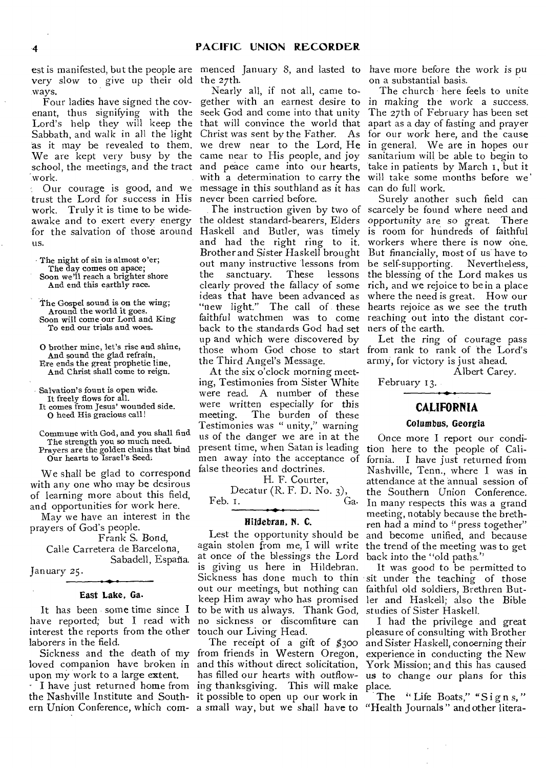est is manifested, but the people are very slow to give up their old ways.

Four ladies have signed the covenant, thus signifying with the Lord's help they will keep the Sabbath, and walk in all the light as it may be revealed to them. We are kept very busy by the school, the meetings, and the tract work.

Our courage is good, and we trust the Lord for success in His work. Truly it is time to be wideawake and to exert every energy for the salvation of those around us.

The night of sin is almost o'er;
The day comes on apace;
Soon we'll reach a brighter shore
And end this earthly race.

The Gospel sound is on the wing;
Around the world it goes.
Soon will come our Lord and King
To end our trials and woes.

O brother mine, let's rise and shine,
And sound the glad refrain,
Ere ends the great prophetic line,
And Christ shall come to reign.

Salvation's fount is open wide.
It freely flows for all.
It comes from Jesus' wounded side.
O heed His gracious call!

Commune with God, and you shall find
The strength you so much need.
Prayers are the golden chains that bind
Our hearts to Israel's Seed.

We shall be glad to correspond with any one who may be desirous of learning more about this field, and opportunities for work here.

May we have an interest in the prayers of God's people.

Frank S. Bond,
Calle Carretera de Barcelona,
Sabadell, España.

January 25.

### East Lake, Ga.

It has been some time since I have reported; but I read with interest the reports from the other laborers in the field.

Sickness and the death of my loved companion have broken in upon my work to a large extent.

I have just returned home from the Nashville Institute and Southern Union Conference, which commenced January 8, and lasted to the 27th.

Nearly all, if not all, came together with an earnest desire to seek God and come into that unity that will convince the world that Christ was sent by the Father. As we drew near to the Lord, He came near to His people, and joy and peace came into our hearts, with a determination to carry the message in this southland as it has never been carried before.

The instruction given by two of the oldest standard-bearers, Elders Haskell and Butler, was timely and had the right ring to it. Brother and Sister Haskell brought out many instructive lessons from the sanctuary. These lessons clearly proved the fallacy of some ideas that have been advanced as "new light." The call of these faithful watchmen was to come back to the standards God had set up and which were discovered by those whom God chose to start the Third Angel's Message.

At the six o'clock morning meeting, Testimonies from Sister White were read. A number of these were written especially for this meeting. The burden of these Testimonies was "unity," warning us of the danger we are in at the present time, when Satan is leading men away into the acceptance of false theories and doctrines.

H. F. Courter,
Decatur (R. F. D. No. 3),
Feb. 1. Ga.

### Hildebran, N. C.

Lest the opportunity should be again stolen from me, I will write at once of the blessings the Lord is giving us here in Hildebran. Sickness has done much to thin out our meetings, but nothing can keep Him away who has promised to be with us always. Thank God, no sickness or discomfiture can touch our Living Head.

The receipt of a gift of $300 from friends in Western Oregon, and this without direct solicitation, has filled our hearts with outflowing thanksgiving. This will make it possible to open up our work in a small way, but we shall have to have more before the work is pu on a substantial basis.

The church here feels to unite in making the work a success. The 27th of February has been set apart as a day of fasting and prayer for our work here, and the cause in general. We are in hopes our sanitarium will be able to begin to take in patients by March 1, but it will take some months before we can do full work.

Surely another such field can scarcely be found where need and opportunity are so great. There is room for hundreds of faithful workers where there is now one. But financially, most of us have to be self-supporting. Nevertheless, the blessing of the Lord makes us rich, and we rejoice to be in a place where the need is great. How our hearts rejoice as we see the truth reaching out into the distant corners of the earth.

Let the ring of courage pass from rank to rank of the Lord's army, for victory is just ahead.

Albert Carey.

February 13.

## CALIFORNIA

### Columbus, Georgia

Once more I report our condition here to the people of California. I have just returned from Nashville, Tenn., where I was in attendance at the annual session of the Southern Union Conference. In many respects this was a grand meeting, notably because the brethren had a mind to "press together" and become unified, and because the trend of the meeting was to get back into the "old paths."

It was good to be permitted to sit under the teaching of those faithful old soldiers, Brethren Butler and Haskell; also the Bible studies of Sister Haskell.

I had the privilege and great pleasure of consulting with Brother and Sister Haskell, concerning their experience in conducting the New York Mission; and this has caused us to change our plans for this place.

The "Life Boats," "Signs," "Health Journals" and other litera-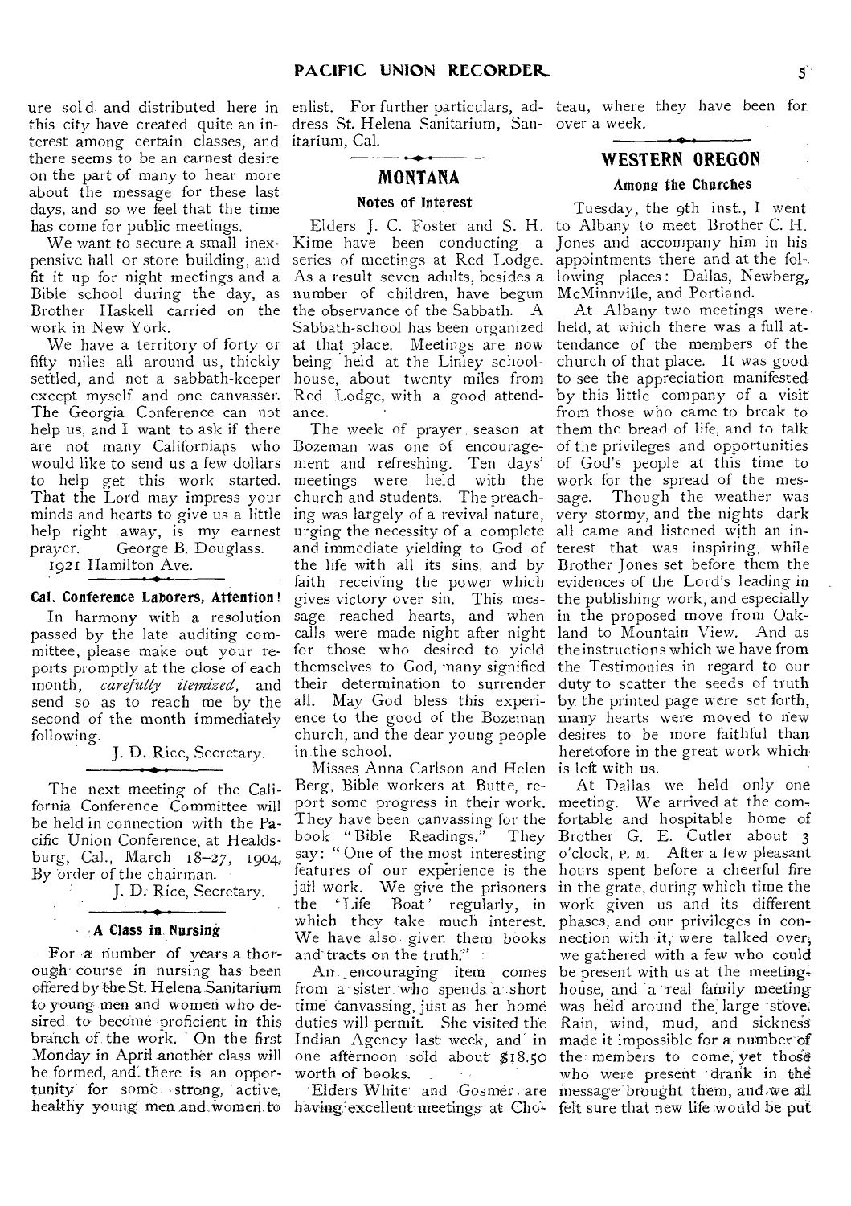ure sold and distributed here in this city have created quite an interest among certain classes, and there seems to be an earnest desire on the part of many to hear more about the message for these last days, and so we feel that the time has come for public meetings.

We want to secure a small inexpensive hall or store building, and fit it up for night meetings and a Bible school during the day, as Brother Haskell carried on the work in New York.

We have a territory of forty or fifty miles all around us, thickly settled, and not a sabbath-keeper except myself and one canvasser. The Georgia Conference can not help us, and I want to ask if there are not many Californians who would like to send us a few dollars to help get this work started. That the Lord may impress your minds and hearts to give us a little help right away, is my earnest prayer. George B. Douglass.

1921 Hamilton Ave.

### Cal. Conference Laborers, Attention!

In harmony with a resolution passed by the late auditing committee, please make out your reports promptly at the close of each month, *carefully itemized*, and send so as to reach me by the second of the month immediately following.

J. D. Rice, Secretary.

The next meeting of the California Conference Committee will be held in connection with the Pacific Union Conference, at Healdsburg, Cal., March 18–27, 1904. By order of the chairman.

J. D. Rice, Secretary.

### A Class in Nursing

For a number of years a thorough course in nursing has been offered by the St. Helena Sanitarium to young men and women who desired to become proficient in this branch of the work. On the first Monday in April another class will be formed, and there is an opportunity for some strong, active, healthy young men and women to enlist. For further particulars, address St. Helena Sanitarium, Sanitarium, Cal.

## MONTANA

### Notes of Interest

Elders J. C. Foster and S. H. Kime have been conducting a series of meetings at Red Lodge. As a result seven adults, besides a number of children, have begun the observance of the Sabbath. A Sabbath-school has been organized at that place. Meetings are now being held at the Linley schoolhouse, about twenty miles from Red Lodge, with a good attendance.

The week of prayer season at Bozeman was one of encouragement and refreshing. Ten days' meetings were held with the church and students. The preaching was largely of a revival nature, urging the necessity of a complete and immediate yielding to God of the life with all its sins, and by faith receiving the power which gives victory over sin. This message reached hearts, and when calls were made night after night for those who desired to yield themselves to God, many signified their determination to surrender all. May God bless this experience to the good of the Bozeman church, and the dear young people in the school.

Misses Anna Carlson and Helen Berg, Bible workers at Butte, report some progress in their work. They have been canvassing for the book "Bible Readings." They say: "One of the most interesting features of our experience is the jail work. We give the prisoners the 'Life Boat' regularly, in which they take much interest. We have also given them books and tracts on the truth."

An encouraging item comes from a sister who spends a short time canvassing, just as her home duties will permit. She visited the Indian Agency last week, and in one afternoon sold about $18.50 worth of books.

Elders White and Gosmer are having excellent meetings at Choteau, where they have been for over a week.

## WESTERN OREGON

### Among the Churches

Tuesday, the 9th inst., I went to Albany to meet Brother C. H. Jones and accompany him in his appointments there and at the following places: Dallas, Newberg, McMinnville, and Portland.

At Albany two meetings were held, at which there was a full attendance of the members of the church of that place. It was good to see the appreciation manifested by this little company of a visit from those who came to break to them the bread of life, and to talk of the privileges and opportunities of God's people at this time to work for the spread of the message. Though the weather was very stormy, and the nights dark all came and listened with an interest that was inspiring, while Brother Jones set before them the evidences of the Lord's leading in the publishing work, and especially in the proposed move from Oakland to Mountain View. And as the instructions which we have from the Testimonies in regard to our duty to scatter the seeds of truth by the printed page were set forth, many hearts were moved to new desires to be more faithful than heretofore in the great work which is left with us.

At Dallas we held only one meeting. We arrived at the comfortable and hospitable home of Brother G. E. Cutler about 3 o'clock, P. M. After a few pleasant hours spent before a cheerful fire in the grate, during which time the work given us and its different phases, and our privileges in connection with it, were talked over, we gathered with a few who could be present with us at the meeting-house, and a real family meeting was held around the large stove. Rain, wind, mud, and sickness made it impossible for a number of the members to come, yet those who were present drank in the message brought them, and we all felt sure that new life would be put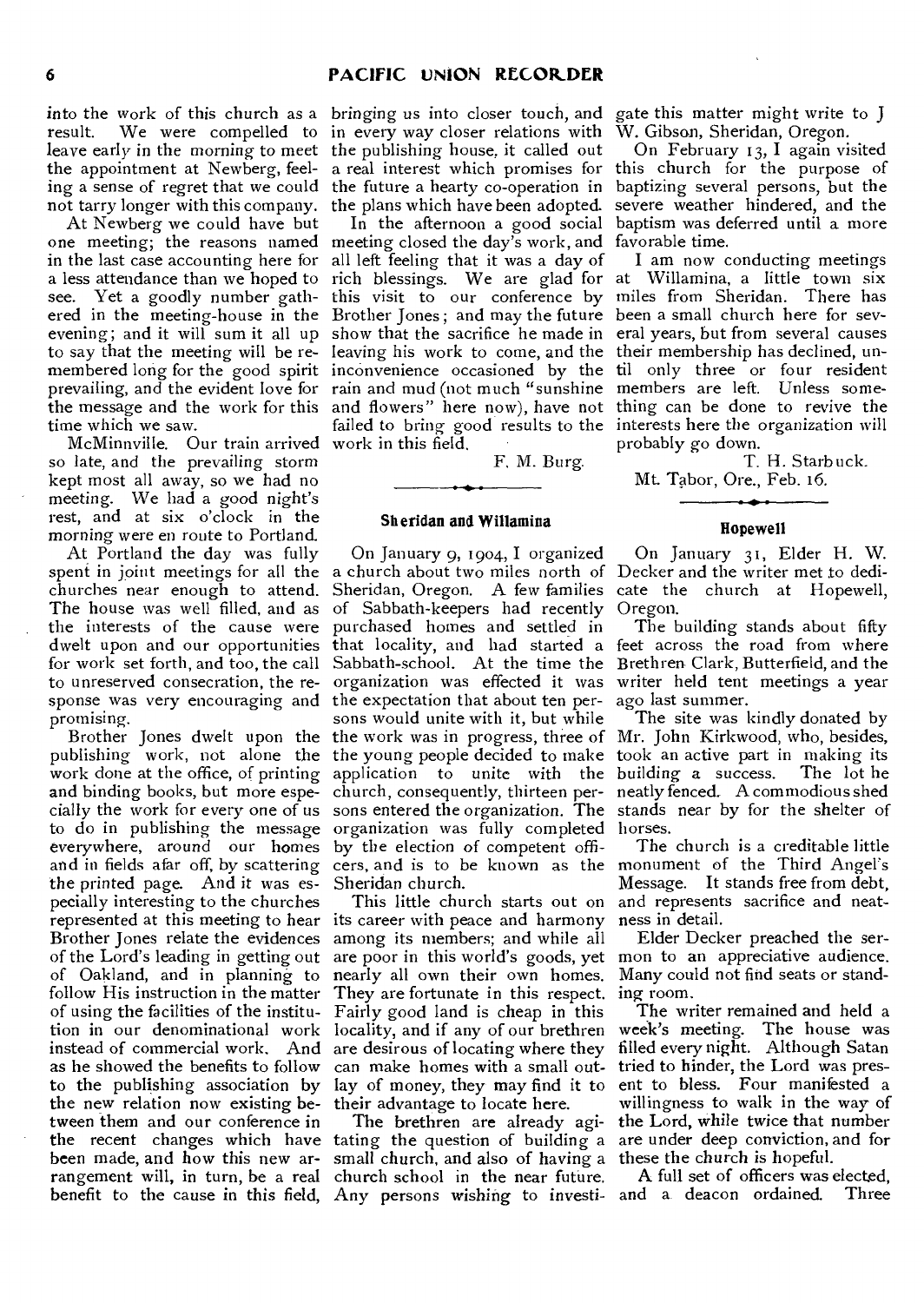into the work of this church as a result. We were compelled to leave early in the morning to meet the appointment at Newberg, feeling a sense of regret that we could not tarry longer with this company.

At Newberg we could have but one meeting; the reasons named in the last case accounting here for a less attendance than we hoped to see. Yet a goodly number gathered in the meeting-house in the evening; and it will sum it all up to say that the meeting will be remembered long for the good spirit prevailing, and the evident love for the message and the work for this time which we saw.

McMinnville. Our train arrived so late, and the prevailing storm kept most all away, so we had no meeting. We had a good night's rest, and at six o'clock in the morning were en route to Portland.

At Portland the day was fully spent in joint meetings for all the churches near enough to attend. The house was well filled, and as the interests of the cause were dwelt upon and our opportunities for work set forth, and too, the call to unreserved consecration, the response was very encouraging and promising.

Brother Jones dwelt upon the publishing work, not alone the work done at the office, of printing and binding books, but more especially the work for every one of us to do in publishing the message everywhere, around our homes and in fields afar off, by scattering the printed page. And it was especially interesting to the churches represented at this meeting to hear Brother Jones relate the evidences of the Lord's leading in getting out of Oakland, and in planning to follow His instruction in the matter of using the facilities of the institution in our denominational work instead of commercial work. And as he showed the benefits to follow to the publishing association by the new relation now existing between them and our conference in the recent changes which have been made, and how this new arrangement will, in turn, be a real benefit to the cause in this field, bringing us into closer touch, and in every way closer relations with the publishing house, it called out a real interest which promises for the future a hearty co-operation in the plans which have been adopted.

In the afternoon a good social meeting closed the day's work, and all left feeling that it was a day of rich blessings. We are glad for this visit to our conference by Brother Jones; and may the future show that the sacrifice he made in leaving his work to come, and the inconvenience occasioned by the rain and mud (not much "sunshine and flowers" here now), have not failed to bring good results to the work in this field.

F. M. Burg.

## Sheridan and Willamina

On January 9, 1904, I organized a church about two miles north of Sheridan, Oregon. A few families of Sabbath-keepers had recently purchased homes and settled in that locality, and had started a Sabbath-school. At the time the organization was effected it was the expectation that about ten persons would unite with it, but while the work was in progress, three of the young people decided to make application to unite with the church, consequently, thirteen persons entered the organization. The organization was fully completed by the election of competent officers, and is to be known as the Sheridan church.

This little church starts out on its career with peace and harmony among its members; and while all are poor in this world's goods, yet nearly all own their own homes. They are fortunate in this respect. Fairly good land is cheap in this locality, and if any of our brethren are desirous of locating where they can make homes with a small outlay of money, they may find it to their advantage to locate here.

The brethren are already agitating the question of building a small church, and also of having a church school in the near future. Any persons wishing to investigate this matter might write to J W. Gibson, Sheridan, Oregon.

On February 13, I again visited this church for the purpose of baptizing several persons, but the severe weather hindered, and the baptism was deferred until a more favorable time.

I am now conducting meetings at Willamina, a little town six miles from Sheridan. There has been a small church here for several years, but from several causes their membership has declined, until only three or four resident members are left. Unless something can be done to revive the interests here the organization will probably go down.

T. H. Starbuck.

Mt. Tabor, Ore., Feb. 16.

## Hopewell

On January 31, Elder H. W. Decker and the writer met to dedicate the church at Hopewell, Oregon.

The building stands about fifty feet across the road from where Brethren Clark, Butterfield, and the writer held tent meetings a year ago last summer.

The site was kindly donated by Mr. John Kirkwood, who, besides, took an active part in making its building a success. The lot he neatly fenced. A commodious shed stands near by for the shelter of horses.

The church is a creditable little monument of the Third Angel's Message. It stands free from debt, and represents sacrifice and neatness in detail.

Elder Decker preached the sermon to an appreciative audience. Many could not find seats or standing room.

The writer remained and held a week's meeting. The house was filled every night. Although Satan tried to hinder, the Lord was present to bless. Four manifested a willingness to walk in the way of the Lord, while twice that number are under deep conviction, and for these the church is hopeful.

A full set of officers was elected, and a deacon ordained. Three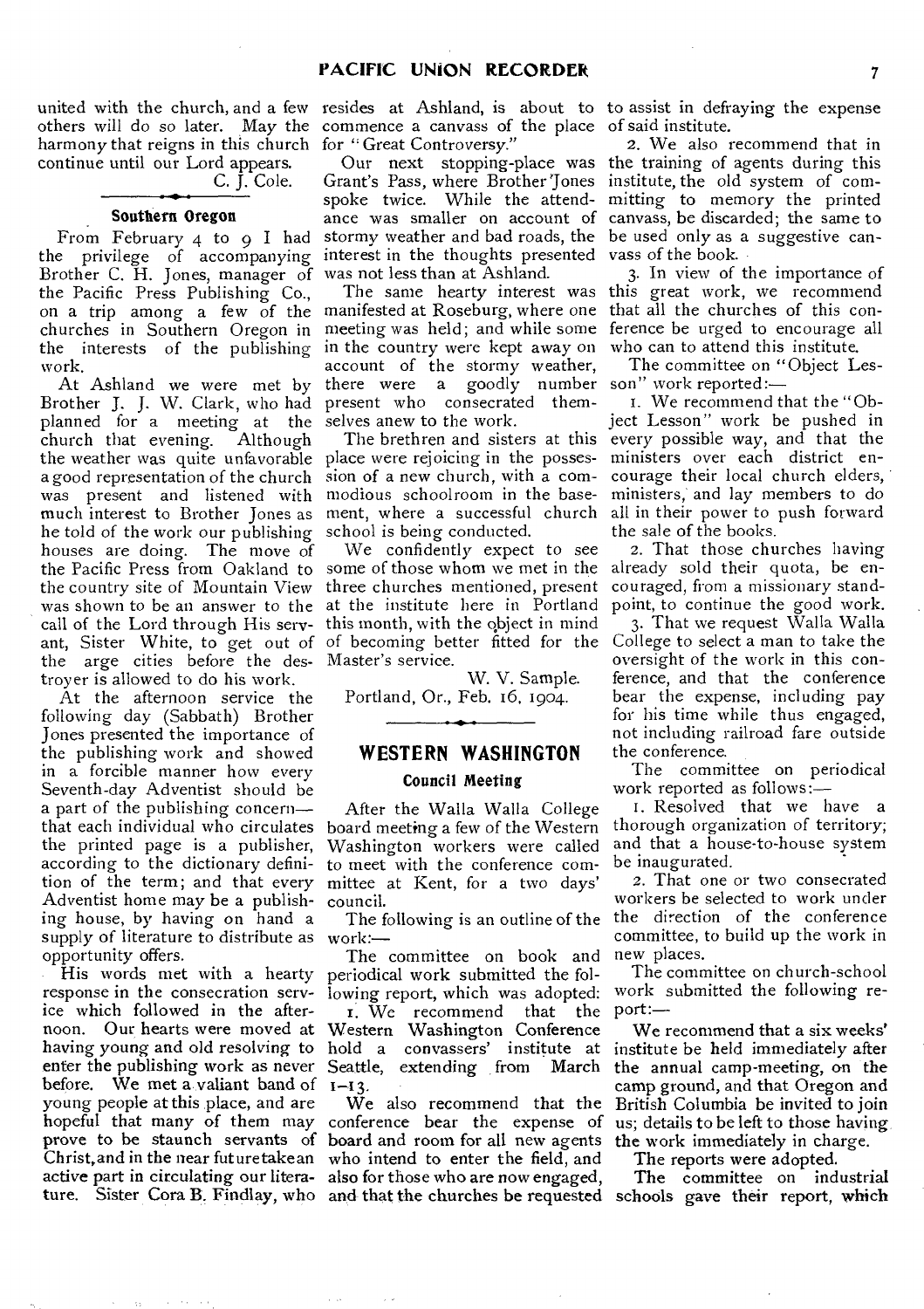united with the church, and a few others will do so later. May the harmony that reigns in this church continue until our Lord appears.

C. J. Cole.

### Southern Oregon

From February 4 to 9 I had the privilege of accompanying Brother C. H. Jones, manager of the Pacific Press Publishing Co., on a trip among a few of the churches in Southern Oregon in the interests of the publishing work.

At Ashland we were met by Brother J. J. W. Clark, who had planned for a meeting at the church that evening. Although the weather was quite unfavorable a good representation of the church was present and listened with much interest to Brother Jones as he told of the work our publishing houses are doing. The move of the Pacific Press from Oakland to the country site of Mountain View was shown to be an answer to the call of the Lord through His servant, Sister White, to get out of the arge cities before the destroyer is allowed to do his work.

At the afternoon service the following day (Sabbath) Brother Jones presented the importance of the publishing work and showed in a forcible manner how every Seventh-day Adventist should be a part of the publishing concern—that each individual who circulates the printed page is a publisher, according to the dictionary definition of the term; and that every Adventist home may be a publishing house, by having on hand a supply of literature to distribute as opportunity offers.

His words met with a hearty response in the consecration service which followed in the afternoon. Our hearts were moved at having young and old resolving to enter the publishing work as never before. We met a valiant band of young people at this place, and are hopeful that many of them may prove to be staunch servants of Christ, and in the near future take an active part in circulating our literature. Sister Cora B. Findlay, who resides at Ashland, is about to commence a canvass of the place for "Great Controversy."

Our next stopping-place was Grant's Pass, where Brother Jones spoke twice. While the attendance was smaller on account of stormy weather and bad roads, the interest in the thoughts presented was not less than at Ashland.

The same hearty interest was manifested at Roseburg, where one meeting was held; and while some in the country were kept away on account of the stormy weather, there were a goodly number present who consecrated themselves anew to the work.

The brethren and sisters at this place were rejoicing in the possession of a new church, with a commodious schoolroom in the basement, where a successful church school is being conducted.

We confidently expect to see some of those whom we met in the three churches mentioned, present at the institute here in Portland this month, with the object in mind of becoming better fitted for the Master's service.

W. V. Sample.

Portland, Or., Feb. 16, 1904.

## WESTERN WASHINGTON

### Council Meeting

After the Walla Walla College board meeting a few of the Western Washington workers were called to meet with the conference committee at Kent, for a two days' council.

The following is an outline of the work:—

The committee on book and periodical work submitted the following report, which was adopted:

1. We recommend that the Western Washington Conference hold a convassers' institute at Seattle, extending from March 1-13.

We also recommend that the conference bear the expense of board and room for all new agents who intend to enter the field, and also for those who are now engaged, and that the churches be requested to assist in defraying the expense of said institute.

2. We also recommend that in the training of agents during this institute, the old system of committing to memory the printed canvass, be discarded; the same to be used only as a suggestive canvass of the book.

3. In view of the importance of this great work, we recommend that all the churches of this conference be urged to encourage all who can to attend this institute.

The committee on "Object Lesson" work reported:—

1. We recommend that the "Object Lesson" work be pushed in every possible way, and that the ministers over each district encourage their local church elders, ministers, and lay members to do all in their power to push forward the sale of the books.

2. That those churches having already sold their quota, be encouraged, from a missionary standpoint, to continue the good work.

3. That we request Walla Walla College to select a man to take the oversight of the work in this conference, and that the conference bear the expense, including pay for his time while thus engaged, not including railroad fare outside the conference.

The committee on periodical work reported as follows:—

1. Resolved that we have a thorough organization of territory; and that a house-to-house system be inaugurated.

2. That one or two consecrated workers be selected to work under the direction of the conference committee, to build up the work in new places.

The committee on church-school work submitted the following report:—

We recommend that a six weeks' institute be held immediately after the annual camp-meeting, on the camp ground, and that Oregon and British Columbia be invited to join us; details to be left to those having the work immediately in charge.

The reports were adopted.

The committee on industrial schools gave their report, which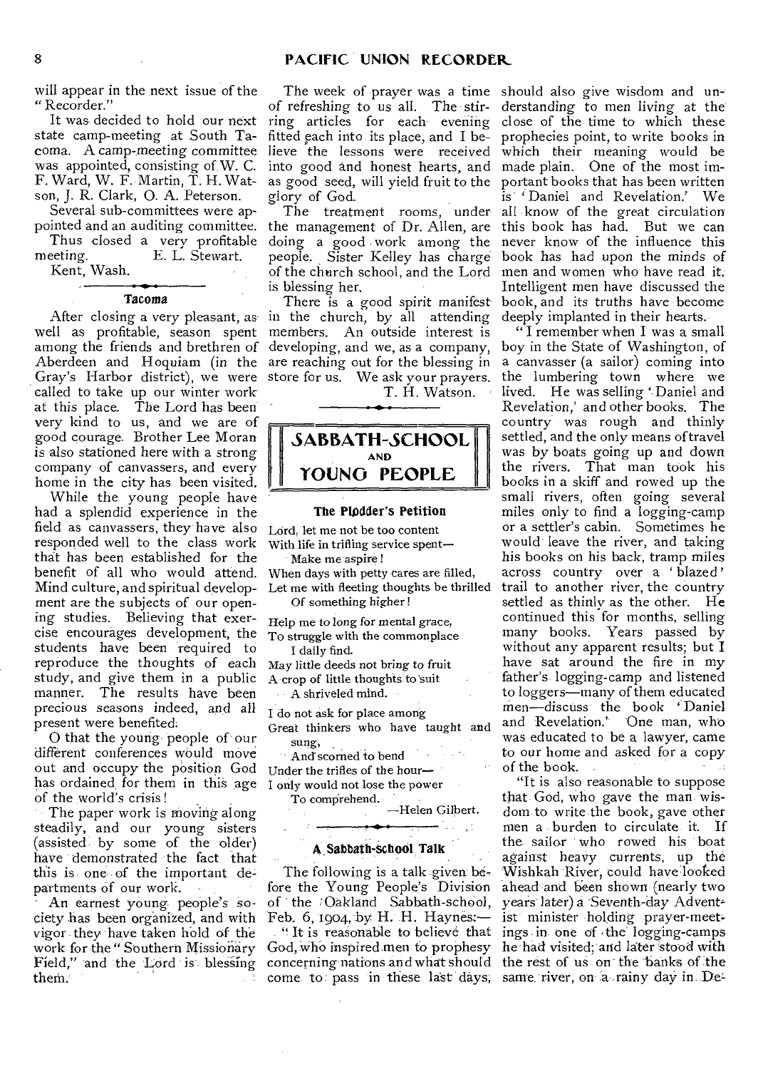will appear in the next issue of the "Recorder."

It was decided to hold our next state camp-meeting at South Tacoma. A camp-meeting committee was appointed, consisting of W. C. F. Ward, W. F. Martin, T. H. Watson, J. R. Clark, O. A. Peterson.

Several sub-committees were appointed and an auditing committee.

Thus closed a very profitable meeting. E. L. Stewart.

Kent, Wash.

### Tacoma

After closing a very pleasant, as well as profitable, season spent among the friends and brethren of Aberdeen and Hoquiam (in the Gray's Harbor district), we were called to take up our winter work at this place. The Lord has been very kind to us, and we are of good courage. Brother Lee Moran is also stationed here with a strong company of canvassers, and every home in the city has been visited.

While the young people have had a splendid experience in the field as canvassers, they have also responded well to the class work that has been established for the benefit of all who would attend. Mind culture, and spiritual development are the subjects of our opening studies. Believing that exercise encourages development, the students have been required to reproduce the thoughts of each study, and give them in a public manner. The results have been precious seasons indeed, and all present were benefited.

O that the young people of our different conferences would move out and occupy the position God has ordained for them in this age of the world's crisis!

The paper work is moving along steadily, and our young sisters (assisted by some of the older) have demonstrated the fact that this is one of the important departments of our work.

An earnest young people's society has been organized, and with vigor they have taken hold of the work for the "Southern Missionary Field," and the Lord is blessing them.

The week of prayer was a time of refreshing to us all. The stirring articles for each evening fitted each into its place, and I believe the lessons were received into good and honest hearts, and as good seed, will yield fruit to the glory of God.

The treatment rooms, under the management of Dr. Allen, are doing a good work among the people. Sister Kelley has charge of the church school, and the Lord is blessing her.

There is a good spirit manifest in the church, by all attending members. An outside interest is developing, and we, as a company, are reaching out for the blessing in store for us. We ask your prayers.

T. H. Watson.

## SABBATH-SCHOOL AND YOUNG PEOPLE

### The Plodder's Petition

Lord, let me not be too content
With life in trifling service spent—
Make me aspire!
When days with petty cares are filled,
Let me with fleeting thoughts be thrilled
Of something higher!

Help me to long for mental grace,
To struggle with the commonplace
I daily find.
May little deeds not bring to fruit
A crop of little thoughts to suit
A shriveled mind.

I do not ask for place among
Great thinkers who have taught and sung,
And scorned to bend
Under the trifles of the hour—
I only would not lose the power
To comprehend.

—Helen Gilbert.

### A Sabbath-school Talk

The following is a talk given before the Young People's Division of the Oakland Sabbath-school, Feb. 6, 1904, by H. H. Haynes:—

"It is reasonable to believe that God, who inspired men to prophesy concerning nations and what should come to pass in these last days, should also give wisdom and understanding to men living at the close of the time to which these prophecies point, to write books in which their meaning would be made plain. One of the most important books that has been written is 'Daniel and Revelation.' We all know of the great circulation this book has had. But we can never know of the influence this book has had upon the minds of men and women who have read it. Intelligent men have discussed the book, and its truths have become deeply implanted in their hearts.

"I remember when I was a small boy in the State of Washington, of a canvasser (a sailor) coming into the lumbering town where we lived. He was selling 'Daniel and Revelation,' and other books. The country was rough and thinly settled, and the only means of travel was by boats going up and down the rivers. That man took his books in a skiff and rowed up the small rivers, often going several miles only to find a logging-camp or a settler's cabin. Sometimes he would leave the river, and taking his books on his back, tramp miles across country over a 'blazed' trail to another river, the country settled as thinly as the other. He continued this for months, selling many books. Years passed by without any apparent results; but I have sat around the fire in my father's logging-camp and listened to loggers—many of them educated men—discuss the book 'Daniel and Revelation.' One man, who was educated to be a lawyer, came to our home and asked for a copy of the book.

"It is also reasonable to suppose that God, who gave the man wisdom to write the book, gave other men a burden to circulate it. If the sailor who rowed his boat against heavy currents, up the Wishkah River, could have looked ahead and been shown (nearly two years later) a Seventh-day Adventist minister holding prayer-meetings in one of the logging-camps he had visited; and later stood with the rest of us on the banks of the same river, on a rainy day in De-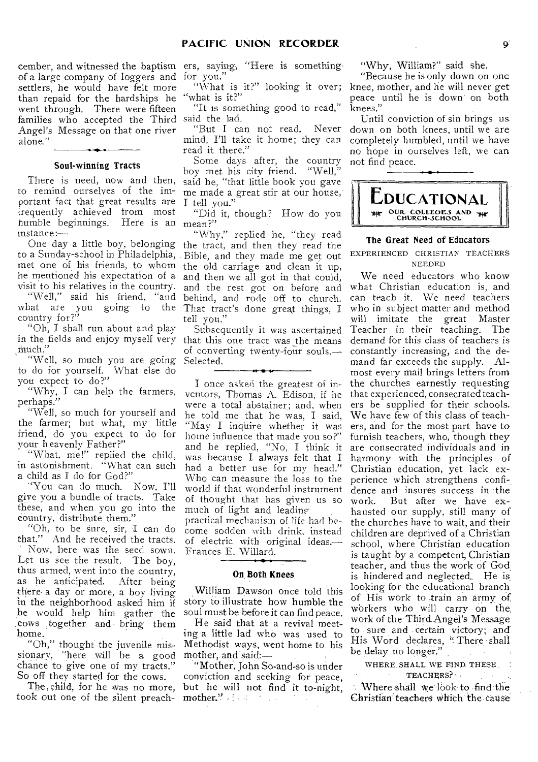cember, and witnessed the baptism of a large company of loggers and settlers, he would have felt more than repaid for the hardships he went through. There were fifteen families who accepted the Third Angel's Message on that one river alone."

### Soul-winning Tracts

There is need, now and then, to remind ourselves of the important fact that great results are frequently achieved from most humble beginnings. Here is an instance:—

One day a little boy, belonging to a Sunday-school in Philadelphia, met one of his friends, to whom he mentioned his expectation of a visit to his relatives in the country.

"Well," said his friend, "and what are you going to the country for?"

"Oh, I shall run about and play in the fields and enjoy myself very much."

"Well, so much you are going to do for yourself. What else do you expect to do?"

"Why, I can help the farmers, perhaps."

"Well, so much for yourself and the farmer; but what, my little friend, do you expect to do for your heavenly Father?"

"What, me!" replied the child, in astonishment. "What can such a child as I do for God?"

"You can do much. Now, I'll give you a bundle of tracts. Take these, and when you go into the country, distribute them."

"Oh, to be sure, sir, I can do that." And he received the tracts.

Now, here was the seed sown. Let us see the result. The boy, thus armed, went into the country, as he anticipated. After being there a day or more, a boy living in the neighborhood asked him if he would help him gather the cows together and bring them home.

"Oh," thought the juvenile missionary, "here will be a good chance to give one of my tracts." So off they started for the cows.

The child, for he was no more, took out one of the silent preachers, saying, "Here is something for you."

"What is it?" looking it over; "what is it?"

"It is something good to read," said the lad.

"But I can not read. Never mind, I'll take it home; they can read it there."

Some days after, the country boy met his city friend. "Well," said he, "that little book you gave me made a great stir at our house, I tell you."

"Did it, though? How do you mean?"

"Why," replied he, "they read the tract, and then they read the Bible, and they made me get out the old carriage and clean it up, and then we all got in that could, and the rest got on before and behind, and rode off to church. That tract's done great things, I tell you."

Subsequently it was ascertained that this one tract was the means of converting twenty-four souls.—Selected.

---

I once asked the greatest of inventors, Thomas A. Edison, if he were a total abstainer; and, when he told me that he was, I said, "May I inquire whether it was home influence that made you so?" and he replied, "No, I think it was because I always felt that I had a better use for my head." Who can measure the loss to the world if that wonderful instrument of thought that has given us so much of light and leading practical mechanism of life had become sodden with drink, instead of electric with original ideas.—Frances E. Willard.

### On Both Knees

William Dawson once told this story to illustrate how humble the soul must be before it can find peace.

He said that at a revival meeting a little lad who was used to Methodist ways, went home to his mother, and said:—

"Mother, John So-and-so is under conviction and seeking for peace, but he will not find it to-night, mother."

"Why, William?" said she.

"Because he is only down on one knee, mother, and he will never get peace until he is down on both knees."

Until conviction of sin brings us down on both knees, until we are completely humbled, until we have no hope in ourselves left, we can not find peace.

## EDUCATIONAL
OUR COLLEGES AND CHURCH-SCHOOL

### The Great Need of Educators

EXPERIENCED CHRISTIAN TEACHERS NEEDED

We need educators who know what Christian education is, and can teach it. We need teachers who in subject matter and method will imitate the great Master Teacher in their teaching. The demand for this class of teachers is constantly increasing, and the demand far exceeds the supply. Almost every mail brings letters from the churches earnestly requesting that experienced, consecrated teachers be supplied for their schools. We have few of this class of teachers, and for the most part have to furnish teachers, who, though they are consecrated individuals and in harmony with the principles of Christian education, yet lack experience which strengthens confidence and insures success in the work. But after we have exhausted our supply, still many of the churches have to wait, and their children are deprived of a Christian school, where Christian education is taught by a competent, Christian teacher, and thus the work of God is hindered and neglected. He is looking for the educational branch of His work to train an army of workers who will carry on the work of the Third Angel's Message to sure and certain victory; and His Word declares, "There shall be delay no longer."

WHERE SHALL WE FIND THESE TEACHERS?

Where shall we look to find the Christian teachers which the cause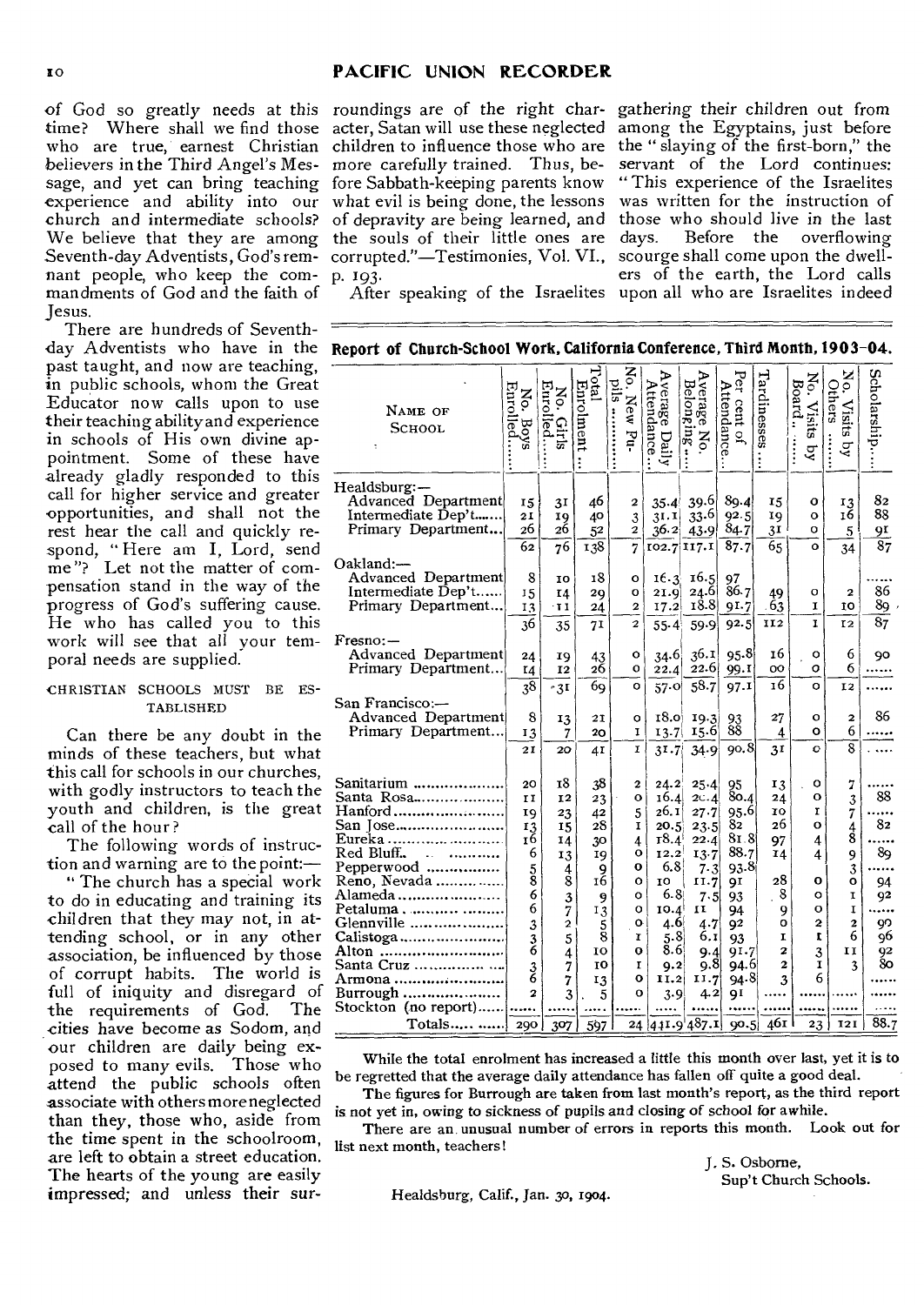of God so greatly needs at this time? Where shall we find those who are true, earnest Christian believers in the Third Angel's Message, and yet can bring teaching experience and ability into our church and intermediate schools? We believe that they are among Seventh-day Adventists, God's remnant people, who keep the commandments of God and the faith of Jesus.

There are hundreds of Seventh-day Adventists who have in the past taught, and now are teaching, in public schools, whom the Great Educator now calls upon to use their teaching ability and experience in schools of His own divine appointment. Some of these have already gladly responded to this call for higher service and greater opportunities, and shall not the rest hear the call and quickly respond, "Here am I, Lord, send me"? Let not the matter of compensation stand in the way of the progress of God's suffering cause. He who has called you to this work will see that all your temporal needs are supplied.

### CHRISTIAN SCHOOLS MUST BE ESTABLISHED

Can there be any doubt in the minds of these teachers, but what this call for schools in our churches, with godly instructors to teach the youth and children, is the great call of the hour?

The following words of instruction and warning are to the point:—

"The church has a special work to do in educating and training its children that they may not, in attending school, or in any other association, be influenced by those of corrupt habits. The world is full of iniquity and disregard of the requirements of God. The cities have become as Sodom, and our children are daily being exposed to many evils. Those who attend the public schools often associate with others more neglected than they, those who, aside from the time spent in the schoolroom, are left to obtain a street education. The hearts of the young are easily impressed; and unless their surroundings are of the right character, Satan will use these neglected children to influence those who are more carefully trained. Thus, before Sabbath-keeping parents know what evil is being done, the lessons of depravity are being learned, and the souls of their little ones are corrupted."—Testimonies, Vol. VI., p. 193.

After speaking of the Israelites gathering their children out from among the Egyptains, just before the "slaying of the first-born," the servant of the Lord continues: "This experience of the Israelites was written for the instruction of those who should live in the last days. Before the overflowing scourge shall come upon the dwellers of the earth, the Lord calls upon all who are Israelites indeed

## Report of Church-School Work, California Conference, Third Month, 1903-04.

| Name of School | No. Boys Enrolled | No. Girls Enrolled | Total Enrolment | No. New Pupils | Average Daily Attendance | Average No. Belonging | Per cent of Attendance | Tardinesses | No. Visits by Board | No. Visits by Others | Scholarship |
|---|---|---|---|---|---|---|---|---|---|---|---|
| Healdsburg:— | | | | | | | | | | | |
| Advanced Department | 15 | 31 | 46 | 2 | 35.4 | 39.6 | 89.4 | 15 | 0 | 13 | 82 |
| Intermediate Dep't | 21 | 19 | 40 | 3 | 31.1 | 33.6 | 92.5 | 19 | 0 | 16 | 88 |
| Primary Department | 26 | 26 | 52 | 2 | 36.2 | 43.9 | 84.7 | 31 | 0 | 5 | 91 |
| | 62 | 76 | 138 | 7 | 102.7 | 117.1 | 87.7 | 65 | 0 | 34 | 87 |
| Oakland:— | | | | | | | | | | | |
| Advanced Department | 8 | 10 | 18 | 0 | 16.3 | 16.5 | 97 | | | | ...... |
| Intermediate Dep't | 15 | 14 | 29 | 0 | 21.9 | 24.6 | 86.7 | 49 | 0 | 2 | 86 |
| Primary Department | 13 | 11 | 24 | 2 | 17.2 | 18.8 | 91.7 | 63 | 1 | 10 | 89 |
| | 36 | 35 | 71 | 2 | 55.4 | 59.9 | 92.5 | 112 | 1 | 12 | 87 |
| Fresno:— | | | | | | | | | | | |
| Advanced Department | 24 | 19 | 43 | 0 | 34.6 | 36.1 | 95.8 | 16 | 0 | 6 | 90 |
| Primary Department | 14 | 12 | 26 | 0 | 22.4 | 22.6 | 99.1 | 00 | 0 | 6 | ...... |
| | 38 | 31 | 69 | 0 | 57.0 | 58.7 | 97.1 | 16 | 0 | 12 | ...... |
| San Francisco:— | | | | | | | | | | | |
| Advanced Department | 8 | 13 | 21 | 0 | 18.0 | 19.3 | 93 | 27 | 0 | 2 | 86 |
| Primary Department | 13 | 7 | 20 | 1 | 13.7 | 15.6 | 88 | 4 | 0 | 6 | ...... |
| | 21 | 20 | 41 | 1 | 31.7 | 34.9 | 90.8 | 31 | 0 | 8 | ...... |
| Sanitarium | 20 | 18 | 38 | 2 | 24.2 | 25.4 | 95 | 13 | 0 | 7 | ...... |
| Santa Rosa | 11 | 12 | 23 | 0 | 16.4 | 20.4 | 80.4 | 24 | 0 | 3 | 88 |
| Hanford | 19 | 23 | 42 | 5 | 26.1 | 27.7 | 95.6 | 10 | 1 | 7 | ...... |
| San Jose | 13 | 15 | 28 | 1 | 20.5 | 23.5 | 82 | 26 | 0 | 4 | 82 |
| Eureka | 16 | 14 | 30 | 4 | 18.4 | 22.4 | 81.8 | 97 | 4 | 8 | ...... |
| Red Bluff | 6 | 13 | 19 | 0 | 12.2 | 13.7 | 88.7 | 14 | 4 | 9 | 89 |
| Pepperwood | 5 | 4 | 9 | 0 | 6.8 | 7.3 | 93.8 | | | 3 | ...... |
| Reno, Nevada | 8 | 8 | 16 | 0 | 10 | 11.7 | 91 | 28 | 0 | 0 | 94 |
| Alameda | 6 | 3 | 9 | 0 | 6.8 | 7.5 | 93 | 8 | 0 | 1 | 92 |
| Petaluma | 6 | 7 | 13 | 0 | 10.4 | 11 | 94 | 9 | 0 | 1 | ...... |
| Glennville | 3 | 2 | 5 | 0 | 4.6 | 4.7 | 92 | 0 | 2 | 2 | 90 |
| Calistoga | 3 | 5 | 8 | 1 | 5.8 | 6.1 | 93 | 1 | 1 | 6 | 96 |
| Alton | 6 | 4 | 10 | 0 | 8.6 | 9.4 | 91.7 | 2 | 3 | 11 | 92 |
| Santa Cruz | 3 | 7 | 10 | 1 | 9.2 | 9.8 | 94.6 | 2 | 1 | 3 | 80 |
| Armona | 6 | 7 | 13 | 0 | 11.2 | 11.7 | 94.8 | 3 | 6 | | ...... |
| Burrough | 2 | 3 | 5 | 0 | 3.9 | 4.2 | 91 | ...... | ...... | ...... | ...... |
| Stockton (no report) | ...... | ...... | ...... | ...... | ...... | ...... | ...... | ...... | ...... | ...... | ...... |
| Totals | 290 | 307 | 597 | 24 | 431.9 | 487.1 | 90.5 | 461 | 23 | 121 | 88.7 |

While the total enrolment has increased a little this month over last, yet it is to be regretted that the average daily attendance has fallen off quite a good deal.

The figures for Burrough are taken from last month's report, as the third report is not yet in, owing to sickness of pupils and closing of school for awhile.

There are an unusual number of errors in reports this month. Look out for list next month, teachers!

J. S. Osborne,
Sup't Church Schools.

Healdsburg, Calif., Jan. 30, 1904.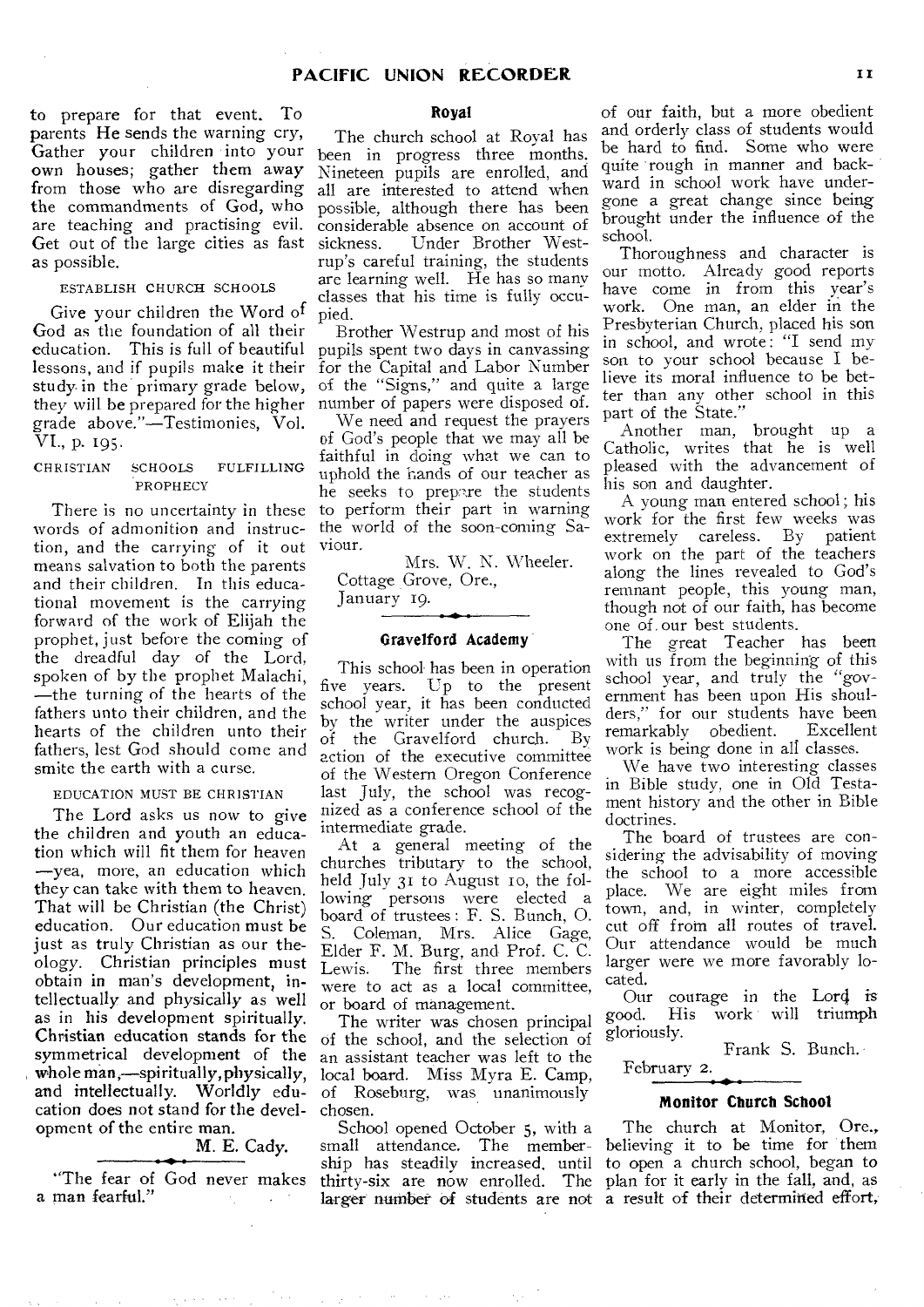to prepare for that event. To parents He sends the warning cry, Gather your children into your own houses; gather them away from those who are disregarding the commandments of God, who are teaching and practising evil. Get out of the large cities as fast as possible.

ESTABLISH CHURCH SCHOOLS

Give your children the Word of God as the foundation of all their education. This is full of beautiful lessons, and if pupils make it their study in the primary grade below, they will be prepared for the higher grade above."—Testimonies, Vol. VI., p. 195.

CHRISTIAN SCHOOLS FULFILLING PROPHECY

There is no uncertainty in these words of admonition and instruction, and the carrying of it out means salvation to both the parents and their children. In this educational movement is the carrying forward of the work of Elijah the prophet, just before the coming of the dreadful day of the Lord, spoken of by the prophet Malachi,—the turning of the hearts of the fathers unto their children, and the hearts of the children unto their fathers, lest God should come and smite the earth with a curse.

EDUCATION MUST BE CHRISTIAN

The Lord asks us now to give the children and youth an education which will fit them for heaven—yea, more, an education which they can take with them to heaven. That will be Christian (the Christ) education. Our education must be just as truly Christian as our theology. Christian principles must obtain in man's development, intellectually and physically as well as in his development spiritually. Christian education stands for the symmetrical development of the whole man,—spiritually, physically, and intellectually. Worldly education does not stand for the development of the entire man.

M. E. Cady.

"The fear of God never makes a man fearful."

## Royal

The church school at Royal has been in progress three months. Nineteen pupils are enrolled, and all are interested to attend when possible, although there has been considerable absence on account of sickness. Under Brother Westrup's careful training, the students are learning well. He has so many classes that his time is fully occupied.

Brother Westrup and most of his pupils spent two days in canvassing for the Capital and Labor Number of the "Signs," and quite a large number of papers were disposed of.

We need and request the prayers of God's people that we may all be faithful in doing what we can to uphold the hands of our teacher as he seeks to prepare the students to perform their part in warning the world of the soon-coming Saviour.

Mrs. W. N. Wheeler.

Cottage Grove, Ore.,
January 19.

## Gravelford Academy

This school has been in operation five years. Up to the present school year, it has been conducted by the writer under the auspices of the Gravelford church. By action of the executive committee of the Western Oregon Conference last July, the school was recognized as a conference school of the intermediate grade.

At a general meeting of the churches tributary to the school, held July 31 to August 10, the following persons were elected a board of trustees: F. S. Bunch, O. S. Coleman, Mrs. Alice Gage, Elder F. M. Burg, and Prof. C. C. Lewis. The first three members were to act as a local committee, or board of management.

The writer was chosen principal of the school, and the selection of an assistant teacher was left to the local board. Miss Myra E. Camp, of Roseburg, was unanimously chosen.

School opened October 5, with a small attendance. The membership has steadily increased, until thirty-six are now enrolled. The larger number of students are not of our faith, but a more obedient and orderly class of students would be hard to find. Some who were quite rough in manner and backward in school work have undergone a great change since being brought under the influence of the school.

Thoroughness and character is our motto. Already good reports have come in from this year's work. One man, an elder in the Presbyterian Church, placed his son in school, and wrote: "I send my son to your school because I believe its moral influence to be better than any other school in this part of the State."

Another man, brought up a Catholic, writes that he is well pleased with the advancement of his son and daughter.

A young man entered school; his work for the first few weeks was extremely careless. By patient work on the part of the teachers along the lines revealed to God's remnant people, this young man, though not of our faith, has become one of our best students.

The great Teacher has been with us from the beginning of this school year, and truly the "government has been upon His shoulders," for our students have been remarkably obedient. Excellent work is being done in all classes.

We have two interesting classes in Bible study, one in Old Testament history and the other in Bible doctrines.

The board of trustees are considering the advisability of moving the school to a more accessible place. We are eight miles from town, and, in winter, completely cut off from all routes of travel. Our attendance would be much larger were we more favorably located.

Our courage in the Lord is good. His work will triumph gloriously.

Frank S. Bunch.

February 2.

## Monitor Church School

The church at Monitor, Ore., believing it to be time for them to open a church school, began to plan for it early in the fall, and, as a result of their determined effort,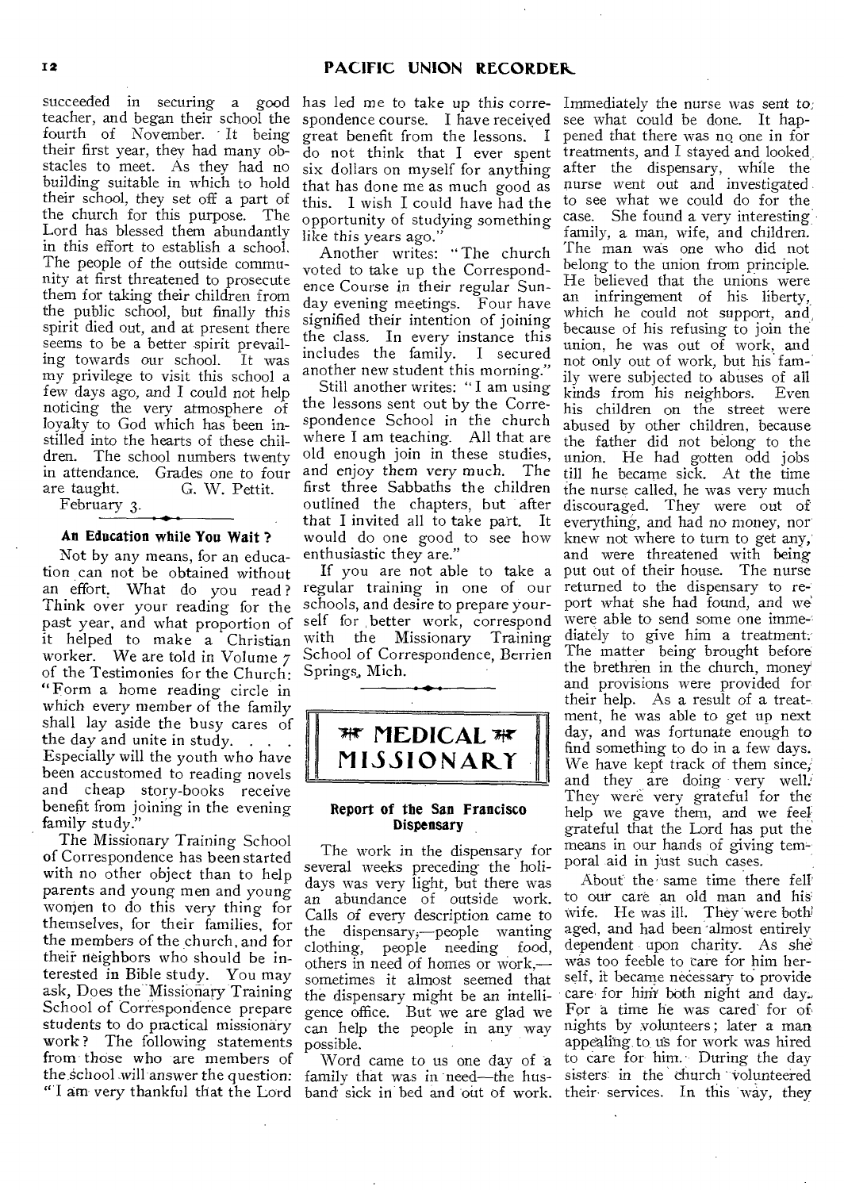succeeded in securing a good teacher, and began their school the fourth of November. It being their first year, they had many obstacles to meet. As they had no building suitable in which to hold their school, they set off a part of the church for this purpose. The Lord has blessed them abundantly in this effort to establish a school. The people of the outside community at first threatened to prosecute them for taking their children from the public school, but finally this spirit died out, and at present there seems to be a better spirit prevailing towards our school. It was my privilege to visit this school a few days ago, and I could not help noticing the very atmosphere of loyalty to God which has been instilled into the hearts of these children. The school numbers twenty in attendance. Grades one to four are taught. G. W. Pettit.

February 3.

### An Education while You Wait?

Not by any means, for an education can not be obtained without an effort. What do you read? Think over your reading for the past year, and what proportion of it helped to make a Christian worker. We are told in Volume 7 of the Testimonies for the Church: "Form a home reading circle in which every member of the family shall lay aside the busy cares of the day and unite in study. . . . Especially will the youth who have been accustomed to reading novels and cheap story-books receive benefit from joining in the evening family study."

The Missionary Training School of Correspondence has been started with no other object than to help parents and young men and young women to do this very thing for themselves, for their families, for the members of the church, and for their neighbors who should be interested in Bible study. You may ask, Does the Missionary Training School of Correspondence prepare students to do practical missionary work? The following statements from those who are members of the school will answer the question: "I am very thankful that the Lord has led me to take up this correspondence course. I have received great benefit from the lessons. I do not think that I ever spent six dollars on myself for anything that has done me as much good as this. I wish I could have had the opportunity of studying something like this years ago."

Another writes: "The church voted to take up the Correspondence Course in their regular Sunday evening meetings. Four have signified their intention of joining the class. In every instance this includes the family. I secured another new student this morning."

Still another writes: "I am using the lessons sent out by the Correspondence School in the church where I am teaching. All that are old enough join in these studies, and enjoy them very much. The first three Sabbaths the children outlined the chapters, but after that I invited all to take part. It would do one good to see how enthusiastic they are."

If you are not able to take a regular training in one of our schools, and desire to prepare yourself for better work, correspond with the Missionary Training School of Correspondence, Berrien Springs, Mich.

## MEDICAL MISSIONARY

### Report of the San Francisco Dispensary

The work in the dispensary for several weeks preceding the holidays was very light, but there was an abundance of outside work. Calls of every description came to the dispensary,—people wanting clothing, people needing food, others in need of homes or work,—sometimes it almost seemed that the dispensary might be an intelligence office. But we are glad we can help the people in any way possible.

Word came to us one day of a family that was in need—the husband sick in bed and out of work. Immediately the nurse was sent to see what could be done. It happened that there was no one in for treatments, and I stayed and looked after the dispensary, while the nurse went out and investigated to see what we could do for the case. She found a very interesting family, a man, wife, and children. The man was one who did not belong to the union from principle. He believed that the unions were an infringement of his liberty, which he could not support, and because of his refusing to join the union, he was out of work, and not only out of work, but his family were subjected to abuses of all kinds from his neighbors. Even his children on the street were abused by other children, because the father did not belong to the union. He had gotten odd jobs till he became sick. At the time the nurse called, he was very much discouraged. They were out of everything, and had no money, nor knew not where to turn to get any, and were threatened with being put out of their house. The nurse returned to the dispensary to report what she had found, and we were able to send some one immediately to give him a treatment. The matter being brought before the brethren in the church, money and provisions were provided for their help. As a result of a treatment, he was able to get up next day, and was fortunate enough to find something to do in a few days. We have kept track of them since, and they are doing very well. They were very grateful for the help we gave them, and we feel grateful that the Lord has put the means in our hands of giving temporal aid in just such cases.

About the same time there fell to our care an old man and his wife. He was ill. They were both aged, and had been almost entirely dependent upon charity. As she was too feeble to care for him herself, it became necessary to provide care for him both night and day. For a time he was cared for of nights by volunteers; later a man appealing to us for work was hired to care for him. During the day sisters in the church volunteered their services. In this way, they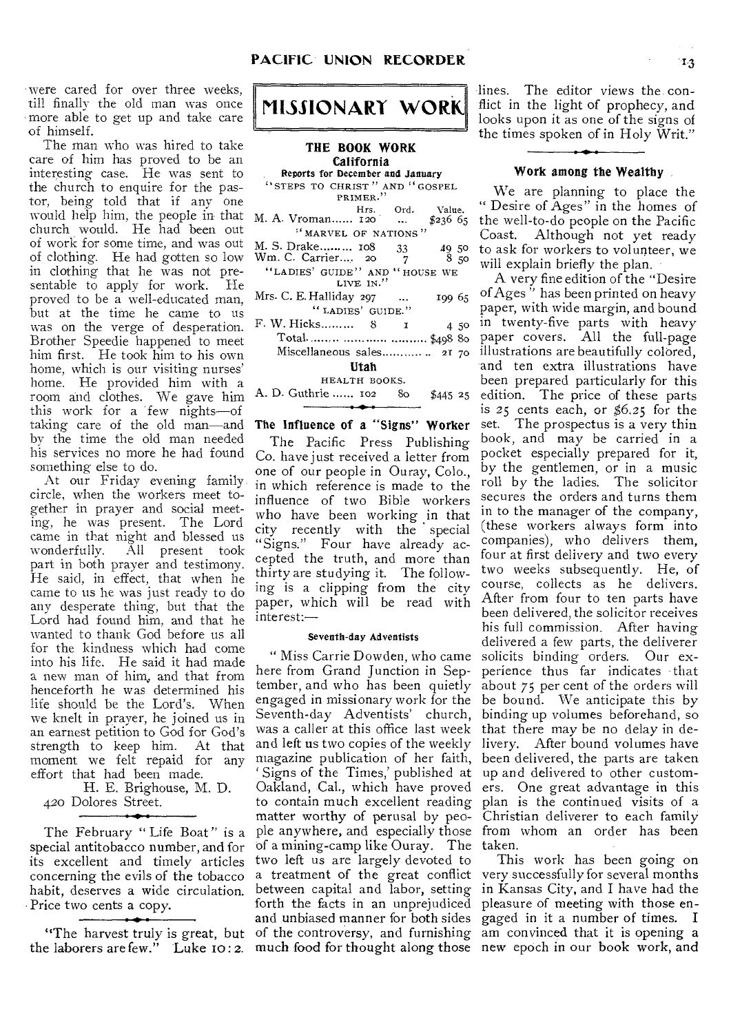were cared for over three weeks, till finally the old man was once more able to get up and take care of himself.

The man who was hired to take care of him has proved to be an interesting case. He was sent to the church to enquire for the pastor, being told that if any one would help him, the people in that church would. He had been out of work for some time, and was out of clothing. He had gotten so low in clothing that he was not presentable to apply for work. He proved to be a well-educated man, but at the time he came to us was on the verge of desperation. Brother Speedie happened to meet him first. He took him to his own home, which is our visiting nurses' home. He provided him with a room and clothes. We gave him this work for a few nights—of taking care of the old man—and by the time the old man needed his services no more he had found something else to do.

At our Friday evening family circle, when the workers meet together in prayer and social meeting, he was present. The Lord came in that night and blessed us wonderfully. All present took part in both prayer and testimony. He said, in effect, that when he came to us he was just ready to do any desperate thing, but that the Lord had found him, and that he wanted to thank God before us all for the kindness which had come into his life. He said it had made a new man of him, and that from henceforth he was determined his life should be the Lord's. When we knelt in prayer, he joined us in an earnest petition to God for God's strength to keep him. At that moment we felt repaid for any effort that had been made.

H. E. Brighouse, M. D.
420 Dolores Street.

The February "Life Boat" is a special antitobacco number, and for its excellent and timely articles concerning the evils of the tobacco habit, deserves a wide circulation. Price two cents a copy.

"The harvest truly is great, but the laborers are few." Luke 10:2.

# MISSIONARY WORK

## THE BOOK WORK

### California

**Reports for December and January**

| | Hrs. | Ord. | Value. |
|---|---|---|---|
| "STEPS TO CHRIST" AND "GOSPEL PRIMER." | | | |
| M. A. Vroman | 120 | ... | $236 65 |
| "MARVEL OF NATIONS" | | | |
| M. S. Drake | 108 | 33 | 49 50 |
| Wm. C. Carrier | 20 | 7 | 8 50 |
| "LADIES' GUIDE" AND "HOUSE WE LIVE IN." | | | |
| Mrs. C. E. Halliday | 297 | ... | 199 65 |
| "LADIES' GUIDE." | | | |
| F. W. Hicks | 8 | 1 | 4 50 |
| Total | | | $498 80 |
| Miscellaneous sales | | | 21 70 |

### Utah

| | Hrs. | Ord. | Value. |
|---|---|---|---|
| HEALTH BOOKS. | | | |
| A. D. Guthrie | 102 | 80 | $445 25 |

### The Influence of a "Signs" Worker

The Pacific Press Publishing Co. have just received a letter from one of our people in Ouray, Colo., in which reference is made to the influence of two Bible workers who have been working in that city recently with the special "Signs." Four have already accepted the truth, and more than thirty are studying it. The following is a clipping from the city paper, which will be read with interest:—

#### Seventh-day Adventists

"Miss Carrie Dowden, who came here from Grand Junction in September, and who has been quietly engaged in missionary work for the Seventh-day Adventists' church, was a caller at this office last week and left us two copies of the weekly magazine publication of her faith, 'Signs of the Times,' published at Oakland, Cal., which have proved to contain much excellent reading matter worthy of perusal by people anywhere, and especially those of a mining-camp like Ouray. The two left us are largely devoted to a treatment of the great conflict between capital and labor, setting forth the facts in an unprejudiced and unbiased manner for both sides of the controversy, and furnishing much food for thought along those lines. The editor views the conflict in the light of prophecy, and looks upon it as one of the signs of the times spoken of in Holy Writ."

### Work among the Wealthy

We are planning to place the "Desire of Ages" in the homes of the well-to-do people on the Pacific Coast. Although not yet ready to ask for workers to volunteer, we will explain briefly the plan.

A very fine edition of the "Desire of Ages" has been printed on heavy paper, with wide margin, and bound in twenty-five parts with heavy paper covers. All the full-page illustrations are beautifully colored, and ten extra illustrations have been prepared particularly for this edition. The price of these parts is 25 cents each, or $6.25 for the set. The prospectus is a very thin book, and may be carried in a pocket especially prepared for it, by the gentlemen, or in a music roll by the ladies. The solicitor secures the orders and turns them in to the manager of the company, (these workers always form into companies), who delivers them, four at first delivery and two every two weeks subsequently. He, of course, collects as he delivers. After from four to ten parts have been delivered, the solicitor receives his full commission. After having delivered a few parts, the deliverer solicits binding orders. Our experience thus far indicates that about 75 per cent of the orders will be bound. We anticipate this by binding up volumes beforehand, so that there may be no delay in delivery. After bound volumes have been delivered, the parts are taken up and delivered to other customers. One great advantage in this plan is the continued visits of a Christian deliverer to each family from whom an order has been taken.

This work has been going on very successfully for several months in Kansas City, and I have had the pleasure of meeting with those engaged in it a number of times. I am convinced that it is opening a new epoch in our book work, and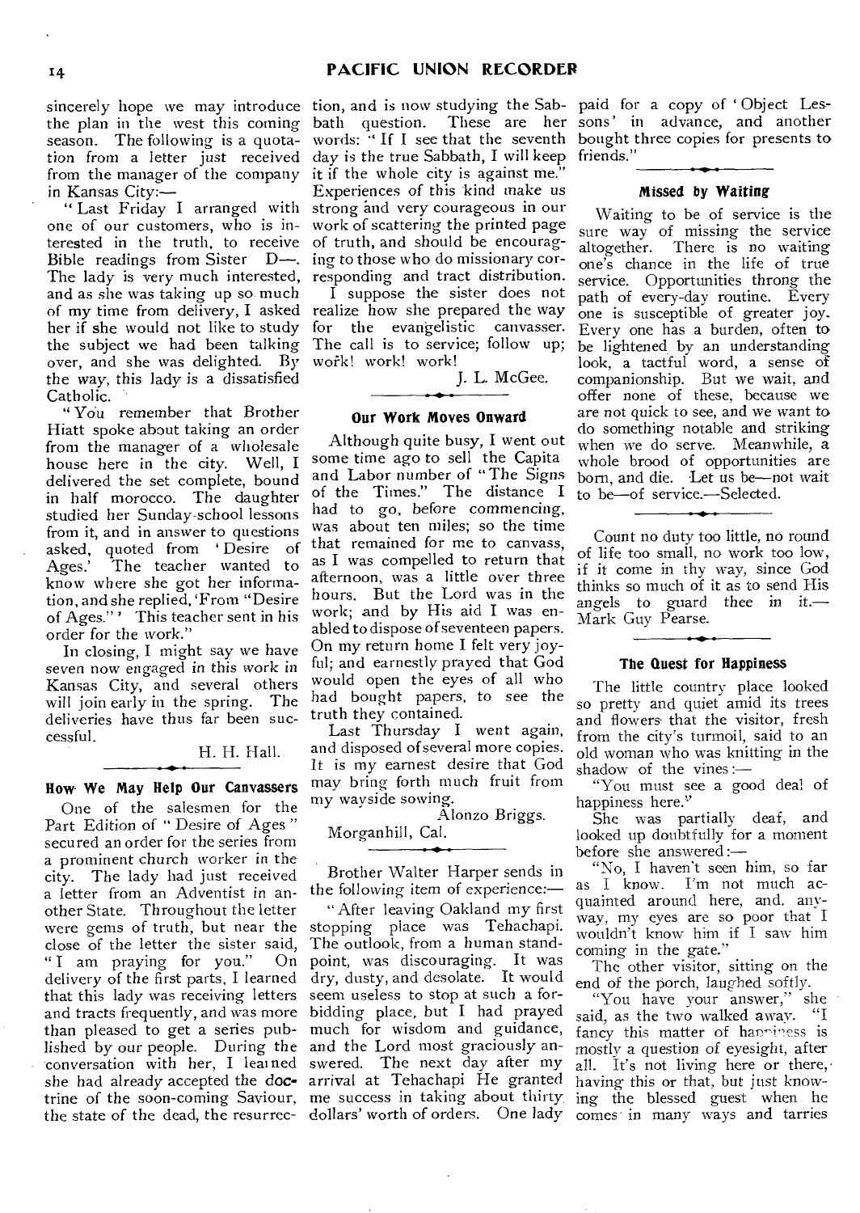sincerely hope we may introduce the plan in the west this coming season. The following is a quotation from a letter just received from the manager of the company in Kansas City:—

"Last Friday I arranged with one of our customers, who is interested in the truth, to receive Bible readings from Sister D—. The lady is very much interested, and as she was taking up so much of my time from delivery, I asked her if she would not like to study the subject we had been talking over, and she was delighted. By the way, this lady is a dissatisfied Catholic.

"You remember that Brother Hiatt spoke about taking an order from the manager of a wholesale house here in the city. Well, I delivered the set complete, bound in half morocco. The daughter studied her Sunday-school lessons from it, and in answer to questions asked, quoted from 'Desire of Ages.' The teacher wanted to know where she got her information, and she replied, 'From "Desire of Ages."' This teacher sent in his order for the work."

In closing, I might say we have seven now engaged in this work in Kansas City, and several others will join early in the spring. The deliveries have thus far been successful.

H. H. Hall.

### How We May Help Our Canvassers

One of the salesmen for the Part Edition of "Desire of Ages" secured an order for the series from a prominent church worker in the city. The lady had just received a letter from an Adventist in another State. Throughout the letter were gems of truth, but near the close of the letter the sister said, "I am praying for you." On delivery of the first parts, I learned that this lady was receiving letters and tracts frequently, and was more than pleased to get a series published by our people. During the conversation with her, I learned she had already accepted the doctrine of the soon-coming Saviour, the state of the dead, the resurrection, and is now studying the Sabbath question. These are her words: "If I see that the seventh day is the true Sabbath, I will keep it if the whole city is against me." Experiences of this kind make us strong and very courageous in our work of scattering the printed page of truth, and should be encouraging to those who do missionary corresponding and tract distribution.

I suppose the sister does not realize how she prepared the way for the evangelistic canvasser. The call is to service; follow up; work! work! work!

J. L. McGee.

### Our Work Moves Onward

Although quite busy, I went out some time ago to sell the Capita and Labor number of "The Signs of the Times." The distance I had to go, before commencing, was about ten miles; so the time that remained for me to canvass, as I was compelled to return that afternoon, was a little over three hours. But the Lord was in the work; and by His aid I was enabled to dispose of seventeen papers. On my return home I felt very joyful; and earnestly prayed that God would open the eyes of all who had bought papers, to see the truth they contained.

Last Thursday I went again, and disposed of several more copies. It is my earnest desire that God may bring forth much fruit from my wayside sowing.

Alonzo Briggs.

Morganhill, Cal.

Brother Walter Harper sends in the following item of experience:—

"After leaving Oakland my first stopping place was Tehachapi. The outlook, from a human standpoint, was discouraging. It was dry, dusty, and desolate. It would seem useless to stop at such a forbidding place, but I had prayed much for wisdom and guidance, and the Lord most graciously answered. The next day after my arrival at Tehachapi He granted me success in taking about thirty dollars' worth of orders. One lady paid for a copy of 'Object Lessons' in advance, and another bought three copies for presents to friends."

### Missed by Waiting

Waiting to be of service is the sure way of missing the service altogether. There is no waiting one's chance in the life of true service. Opportunities throng the path of every-day routine. Every one is susceptible of greater joy. Every one has a burden, often to be lightened by an understanding look, a tactful word, a sense of companionship. But we wait, and offer none of these, because we are not quick to see, and we want to do something notable and striking when we do serve. Meanwhile, a whole brood of opportunities are born, and die. Let us be—not wait to be—of service.—Selected.

Count no duty too little, no round of life too small, no work too low, if it come in thy way, since God thinks so much of it as to send His angels to guard thee in it.—Mark Guy Pearse.

### The Quest for Happiness

The little country place looked so pretty and quiet amid its trees and flowers that the visitor, fresh from the city's turmoil, said to an old woman who was knitting in the shadow of the vines:—

"You must see a good deal of happiness here."

She was partially deaf, and looked up doubtfully for a moment before she answered:—

"No, I haven't seen him, so far as I know. I'm not much acquainted around here, and anyway, my eyes are so poor that I wouldn't know him if I saw him coming in the gate."

The other visitor, sitting on the end of the porch, laughed softly.

"You have your answer," she said, as the two walked away. "I fancy this matter of happiness is mostly a question of eyesight, after all. It's not living here or there, having this or that, but just knowing the blessed guest when he comes in many ways and tarries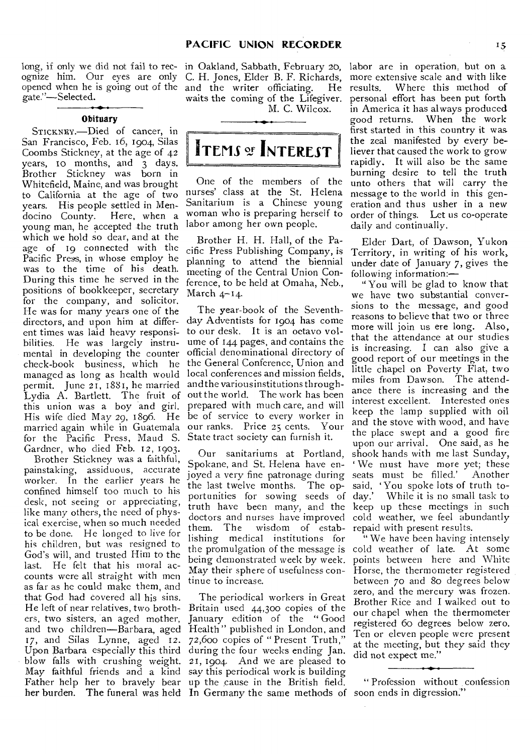long, if only we did not fail to recognize him. Our eyes are only opened when he is going out of the gate."—Selected.

### Obituary

STICKNEY.—Died of cancer, in San Francisco, Feb. 16, 1904, Silas Coombs Stickney, at the age of 42 years, 10 months, and 3 days. Brother Stickney was born in Whitefield, Maine, and was brought to California at the age of two years. His people settled in Mendocino County. Here, when a young man, he accepted the truth which we hold so dear, and at the age of 19 connected with the Pacific Press, in whose employ he was to the time of his death. During this time he served in the positions of bookkeeper, secretary for the company, and solicitor. He was for many years one of the directors, and upon him at different times was laid heavy responsibilities. He was largely instrumental in developing the counter check-book business, which he managed as long as health would permit. June 21, 1881, he married Lydia A. Bartlett. The fruit of this union was a boy and girl. His wife died May 29, 1896. He married again while in Guatemala for the Pacific Press, Maud S. Gardner, who died Feb. 12, 1903.

Brother Stickney was a faithful, painstaking, assiduous, accurate worker. In the earlier years he confined himself too much to his desk, not seeing or appreciating, like many others, the need of physical exercise, when so much needed to be done. He longed to live for his children, but was resigned to God's will, and trusted Him to the last. He felt that his moral accounts were all straight with men as far as he could make them, and that God had covered all his sins. He left of near relatives, two brothers, two sisters, an aged mother, and two children—Barbara, aged 17, and Silas Lynne, aged 12. Upon Barbara especially this third blow falls with crushing weight. May faithful friends and a kind Father help her to bravely bear her burden. The funeral was held in Oakland, Sabbath, February 20, C. H. Jones, Elder B. F. Richards, and the writer officiating. He waits the coming of the Lifegiver.

M. C. Wilcox.

## ITEMS OF INTEREST

One of the members of the nurses' class at the St. Helena Sanitarium is a Chinese young woman who is preparing herself to labor among her own people.

Brother H. H. Hall, of the Pacific Press Publishing Company, is planning to attend the biennial meeting of the Central Union Conference, to be held at Omaha, Neb., March 4–14.

The year-book of the Seventh-day Adventists for 1904 has come to our desk. It is an octavo volume of 144 pages, and contains the official denominational directory of the General Conference, Union and local conferences and mission fields, and the various institutions throughout the world. The work has been prepared with much care, and will be of service to every worker in our ranks. Price 25 cents. Your State tract society can furnish it.

Our sanitariums at Portland, Spokane, and St. Helena have enjoyed a very fine patronage during the last twelve months. The opportunities for sowing seeds of truth have been many, and the doctors and nurses have improved them. The wisdom of establishing medical institutions for the promulgation of the message is being demonstrated week by week. May their sphere of usefulness continue to increase.

The periodical workers in Great Britain used 44,300 copies of the January edition of the "Good Health" published in London, and 72,600 copies of "Present Truth," during the four weeks ending Jan. 21, 1904. And we are pleased to say this periodical work is building up the cause in the British field. In Germany the same methods of labor are in operation, but on a more extensive scale and with like results. Where this method of personal effort has been put forth in America it has always produced good returns. When the work first started in this country it was the zeal manifested by every believer that caused the work to grow rapidly. It will also be the same burning desire to tell the truth unto others that will carry the message to the world in this generation and thus usher in a new order of things. Let us co-operate daily and continually.

Elder Dart, of Dawson, Yukon Territory, in writing of his work, under date of January 7, gives the following information:—

"You will be glad to know that we have two substantial conversions to the message, and good reasons to believe that two or three more will join us ere long. Also, that the attendance at our studies is increasing. I can also give a good report of our meetings in the little chapel on Poverty Flat, two miles from Dawson. The attendance there is increasing and the interest excellent. Interested ones keep the lamp supplied with oil and the stove with wood, and have the place swept and a good fire upon our arrival. One said, as he shook hands with me last Sunday, 'We must have more yet; these seats must be filled.' Another said, 'You spoke lots of truth today.' While it is no small task to keep up these meetings in such cold weather, we feel abundantly repaid with present results.

"We have been having intensely cold weather of late. At some points between here and White Horse, the thermometer registered between 70 and 80 degrees below zero, and the mercury was frozen. Brother Rice and I walked out to our chapel when the thermometer registered 60 degrees below zero. Ten or eleven people were present at the meeting, but they said they did not expect me."

"Profession without confession soon ends in digression."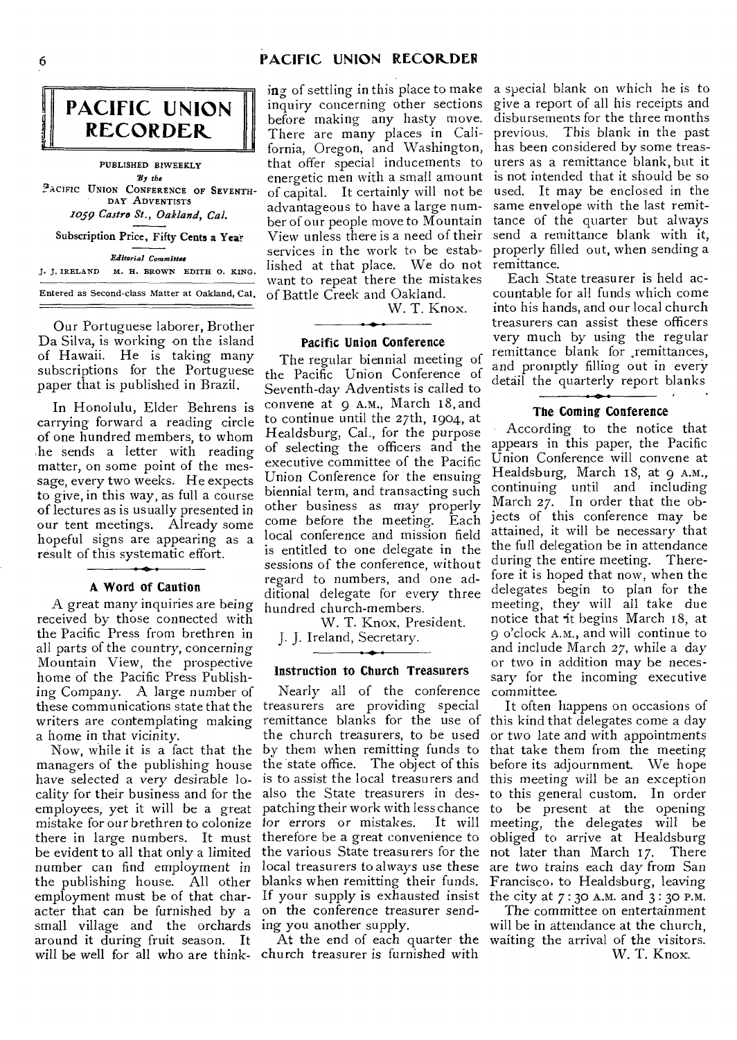# PACIFIC UNION RECORDER

PUBLISHED BIWEEKLY

*By the*

PACIFIC UNION CONFERENCE OF SEVENTH-DAY ADVENTISTS

*1059 Castro St., Oakland, Cal.*

Subscription Price, Fifty Cents a Year

*Editorial Committee*

J. J. IRELAND M. H. BROWN EDITH O. KING.

Entered as Second-class Matter at Oakland, Cal.

Our Portuguese laborer, Brother Da Silva, is working on the island of Hawaii. He is taking many subscriptions for the Portuguese paper that is published in Brazil.

In Honolulu, Elder Behrens is carrying forward a reading circle of one hundred members, to whom he sends a letter with reading matter, on some point of the message, every two weeks. He expects to give, in this way, as full a course of lectures as is usually presented in our tent meetings. Already some hopeful signs are appearing as a result of this systematic effort.

### A Word of Caution

A great many inquiries are being received by those connected with the Pacific Press from brethren in all parts of the country, concerning Mountain View, the prospective home of the Pacific Press Publishing Company. A large number of these communications state that the writers are contemplating making a home in that vicinity.

Now, while it is a fact that the managers of the publishing house have selected a very desirable locality for their business and for the employees, yet it will be a great mistake for our brethren to colonize there in large numbers. It must be evident to all that only a limited number can find employment in the publishing house. All other employment must be of that character that can be furnished by a small village and the orchards around it during fruit season. It will be well for all who are thinking of settling in this place to make inquiry concerning other sections before making any hasty move. There are many places in California, Oregon, and Washington, that offer special inducements to energetic men with a small amount of capital. It certainly will not be advantageous to have a large number of our people move to Mountain View unless there is a need of their services in the work to be established at that place. We do not want to repeat there the mistakes of Battle Creek and Oakland.

W. T. Knox.

### Pacific Union Conference

The regular biennial meeting of the Pacific Union Conference of Seventh-day Adventists is called to convene at 9 A.M., March 18, and to continue until the 27th, 1904, at Healdsburg, Cal., for the purpose of selecting the officers and the executive committee of the Pacific Union Conference for the ensuing biennial term, and transacting such other business as may properly come before the meeting. Each local conference and mission field is entitled to one delegate in the sessions of the conference, without regard to numbers, and one additional delegate for every three hundred church-members.

W. T. Knox, President.

J. J. Ireland, Secretary.

### Instruction to Church Treasurers

Nearly all of the conference treasurers are providing special remittance blanks for the use of the church treasurers, to be used by them when remitting funds to the state office. The object of this is to assist the local treasurers and also the State treasurers in despatching their work with less chance for errors or mistakes. It will therefore be a great convenience to the various State treasurers for the local treasurers to always use these blanks when remitting their funds. If your supply is exhausted insist on the conference treasurer sending you another supply.

At the end of each quarter the church treasurer is furnished with a special blank on which he is to give a report of all his receipts and disbursements for the three months previous. This blank in the past has been considered by some treasurers as a remittance blank, but it is not intended that it should be so used. It may be enclosed in the same envelope with the last remittance of the quarter but always send a remittance blank with it, properly filled out, when sending a remittance.

Each State treasurer is held accountable for all funds which come into his hands, and our local church treasurers can assist these officers very much by using the regular remittance blank for remittances, and promptly filling out in every detail the quarterly report blanks

### The Coming Conference

According to the notice that appears in this paper, the Pacific Union Conference will convene at Healdsburg, March 18, at 9 A.M., continuing until and including March 27. In order that the objects of this conference may be attained, it will be necessary that the full delegation be in attendance during the entire meeting. Therefore it is hoped that now, when the delegates begin to plan for the meeting, they will all take due notice that it begins March 18, at 9 o'clock A.M., and will continue to and include March 27, while a day or two in addition may be necessary for the incoming executive committee.

It often happens on occasions of this kind that delegates come a day or two late and with appointments that take them from the meeting before its adjournment. We hope this meeting will be an exception to this general custom. In order to be present at the opening meeting, the delegates will be obliged to arrive at Healdsburg not later than March 17. There are two trains each day from San Francisco, to Healdsburg, leaving the city at 7:30 A.M. and 3:30 P.M.

The committee on entertainment will be in attendance at the church, waiting the arrival of the visitors.

W. T. Knox.